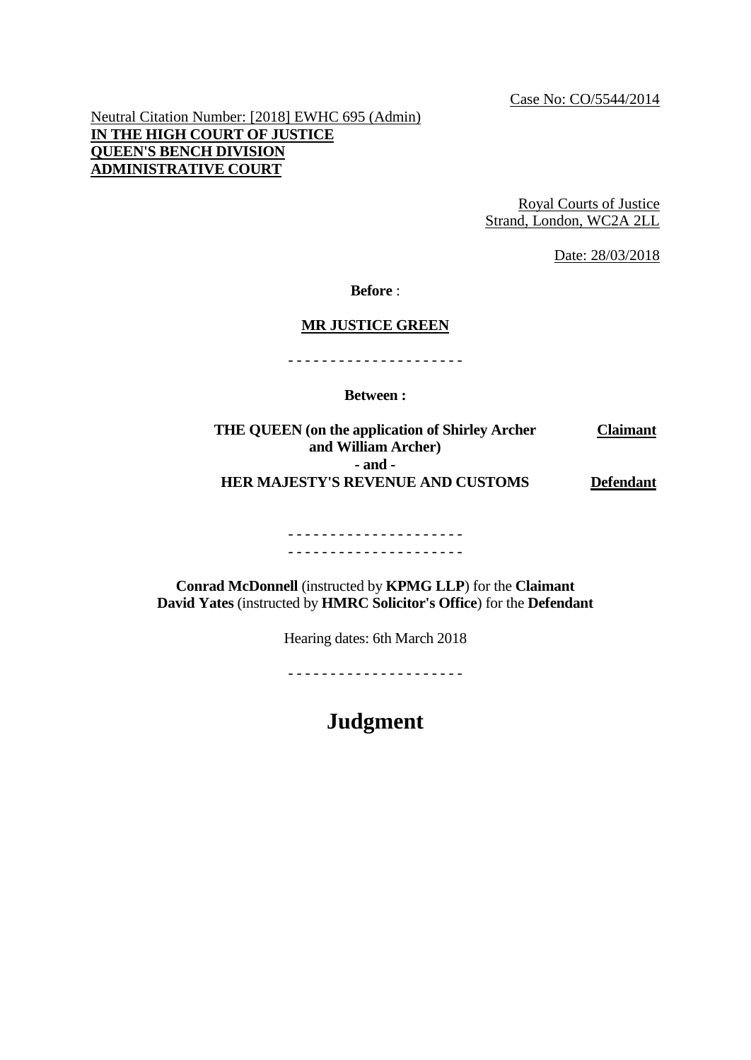Case No: CO/5544/2014

Neutral Citation Number: [2018] EWHC 695 (Admin)
**IN THE HIGH COURT OF JUSTICE**
**QUEEN'S BENCH DIVISION**
**ADMINISTRATIVE COURT**

Royal Courts of Justice
Strand, London, WC2A 2LL

Date: 28/03/2018

**Before** :

**MR JUSTICE GREEN**

- - - - - - - - - - - - - - - - - - - - -

**Between :**

| | |
|---|---|
| **THE QUEEN (on the application of Shirley Archer and William Archer)** | **Claimant** |
| **- and -** | |
| **HER MAJESTY'S REVENUE AND CUSTOMS** | **Defendant** |

- - - - - - - - - - - - - - - - - - - - -
- - - - - - - - - - - - - - - - - - - - -

**Conrad McDonnell** (instructed by **KPMG LLP**) for the **Claimant**
**David Yates** (instructed by **HMRC Solicitor's Office**) for the **Defendant**

Hearing dates: 6th March 2018

- - - - - - - - - - - - - - - - - - - - -

# Judgment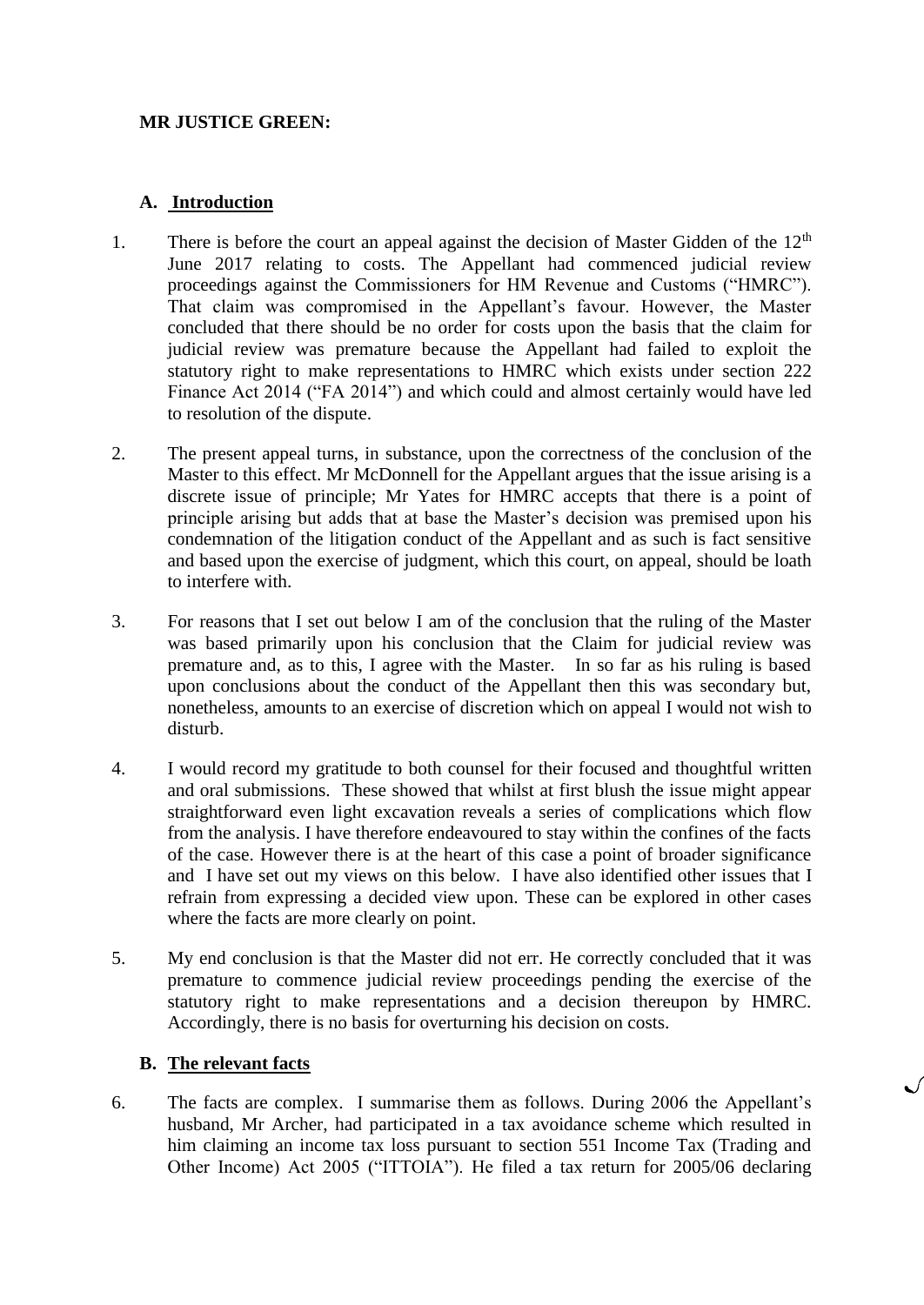**MR JUSTICE GREEN:**

## A. Introduction

1. There is before the court an appeal against the decision of Master Gidden of the 12th June 2017 relating to costs. The Appellant had commenced judicial review proceedings against the Commissioners for HM Revenue and Customs ("HMRC"). That claim was compromised in the Appellant's favour. However, the Master concluded that there should be no order for costs upon the basis that the claim for judicial review was premature because the Appellant had failed to exploit the statutory right to make representations to HMRC which exists under section 222 Finance Act 2014 ("FA 2014") and which could and almost certainly would have led to resolution of the dispute.

2. The present appeal turns, in substance, upon the correctness of the conclusion of the Master to this effect. Mr McDonnell for the Appellant argues that the issue arising is a discrete issue of principle; Mr Yates for HMRC accepts that there is a point of principle arising but adds that at base the Master's decision was premised upon his condemnation of the litigation conduct of the Appellant and as such is fact sensitive and based upon the exercise of judgment, which this court, on appeal, should be loath to interfere with.

3. For reasons that I set out below I am of the conclusion that the ruling of the Master was based primarily upon his conclusion that the Claim for judicial review was premature and, as to this, I agree with the Master. In so far as his ruling is based upon conclusions about the conduct of the Appellant then this was secondary but, nonetheless, amounts to an exercise of discretion which on appeal I would not wish to disturb.

4. I would record my gratitude to both counsel for their focused and thoughtful written and oral submissions. These showed that whilst at first blush the issue might appear straightforward even light excavation reveals a series of complications which flow from the analysis. I have therefore endeavoured to stay within the confines of the facts of the case. However there is at the heart of this case a point of broader significance and I have set out my views on this below. I have also identified other issues that I refrain from expressing a decided view upon. These can be explored in other cases where the facts are more clearly on point.

5. My end conclusion is that the Master did not err. He correctly concluded that it was premature to commence judicial review proceedings pending the exercise of the statutory right to make representations and a decision thereupon by HMRC. Accordingly, there is no basis for overturning his decision on costs.

## B. The relevant facts

6. The facts are complex. I summarise them as follows. During 2006 the Appellant's husband, Mr Archer, had participated in a tax avoidance scheme which resulted in him claiming an income tax loss pursuant to section 551 Income Tax (Trading and Other Income) Act 2005 ("ITTOIA"). He filed a tax return for 2005/06 declaring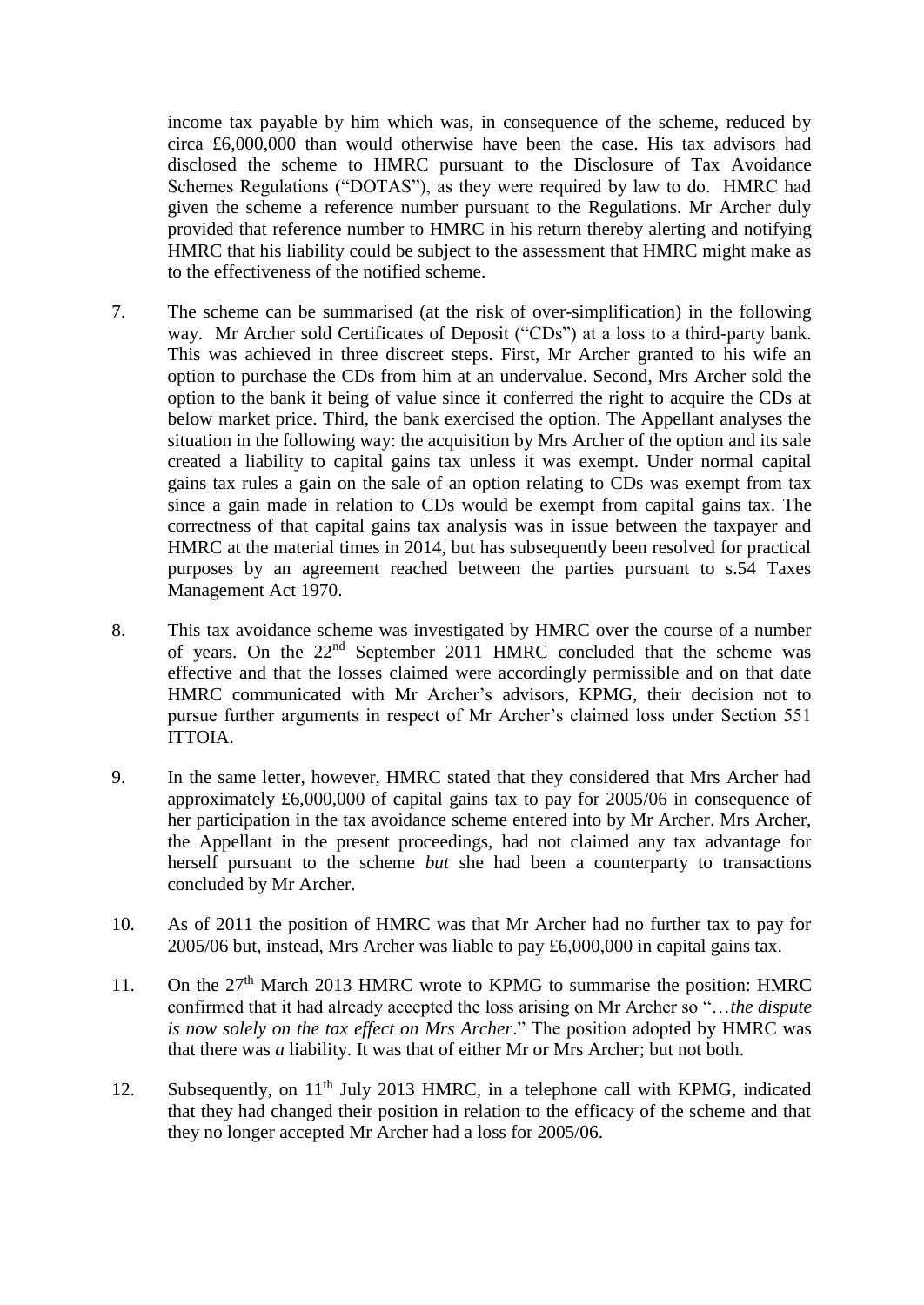income tax payable by him which was, in consequence of the scheme, reduced by circa £6,000,000 than would otherwise have been the case. His tax advisors had disclosed the scheme to HMRC pursuant to the Disclosure of Tax Avoidance Schemes Regulations ("DOTAS"), as they were required by law to do. HMRC had given the scheme a reference number pursuant to the Regulations. Mr Archer duly provided that reference number to HMRC in his return thereby alerting and notifying HMRC that his liability could be subject to the assessment that HMRC might make as to the effectiveness of the notified scheme.

7. The scheme can be summarised (at the risk of over-simplification) in the following way. Mr Archer sold Certificates of Deposit ("CDs") at a loss to a third-party bank. This was achieved in three discreet steps. First, Mr Archer granted to his wife an option to purchase the CDs from him at an undervalue. Second, Mrs Archer sold the option to the bank it being of value since it conferred the right to acquire the CDs at below market price. Third, the bank exercised the option. The Appellant analyses the situation in the following way: the acquisition by Mrs Archer of the option and its sale created a liability to capital gains tax unless it was exempt. Under normal capital gains tax rules a gain on the sale of an option relating to CDs was exempt from tax since a gain made in relation to CDs would be exempt from capital gains tax. The correctness of that capital gains tax analysis was in issue between the taxpayer and HMRC at the material times in 2014, but has subsequently been resolved for practical purposes by an agreement reached between the parties pursuant to s.54 Taxes Management Act 1970.

8. This tax avoidance scheme was investigated by HMRC over the course of a number of years. On the 22nd September 2011 HMRC concluded that the scheme was effective and that the losses claimed were accordingly permissible and on that date HMRC communicated with Mr Archer's advisors, KPMG, their decision not to pursue further arguments in respect of Mr Archer's claimed loss under Section 551 ITTOIA.

9. In the same letter, however, HMRC stated that they considered that Mrs Archer had approximately £6,000,000 of capital gains tax to pay for 2005/06 in consequence of her participation in the tax avoidance scheme entered into by Mr Archer. Mrs Archer, the Appellant in the present proceedings, had not claimed any tax advantage for herself pursuant to the scheme *but* she had been a counterparty to transactions concluded by Mr Archer.

10. As of 2011 the position of HMRC was that Mr Archer had no further tax to pay for 2005/06 but, instead, Mrs Archer was liable to pay £6,000,000 in capital gains tax.

11. On the 27th March 2013 HMRC wrote to KPMG to summarise the position: HMRC confirmed that it had already accepted the loss arising on Mr Archer so "…*the dispute is now solely on the tax effect on Mrs Archer*." The position adopted by HMRC was that there was *a* liability. It was that of either Mr or Mrs Archer; but not both.

12. Subsequently, on 11th July 2013 HMRC, in a telephone call with KPMG, indicated that they had changed their position in relation to the efficacy of the scheme and that they no longer accepted Mr Archer had a loss for 2005/06.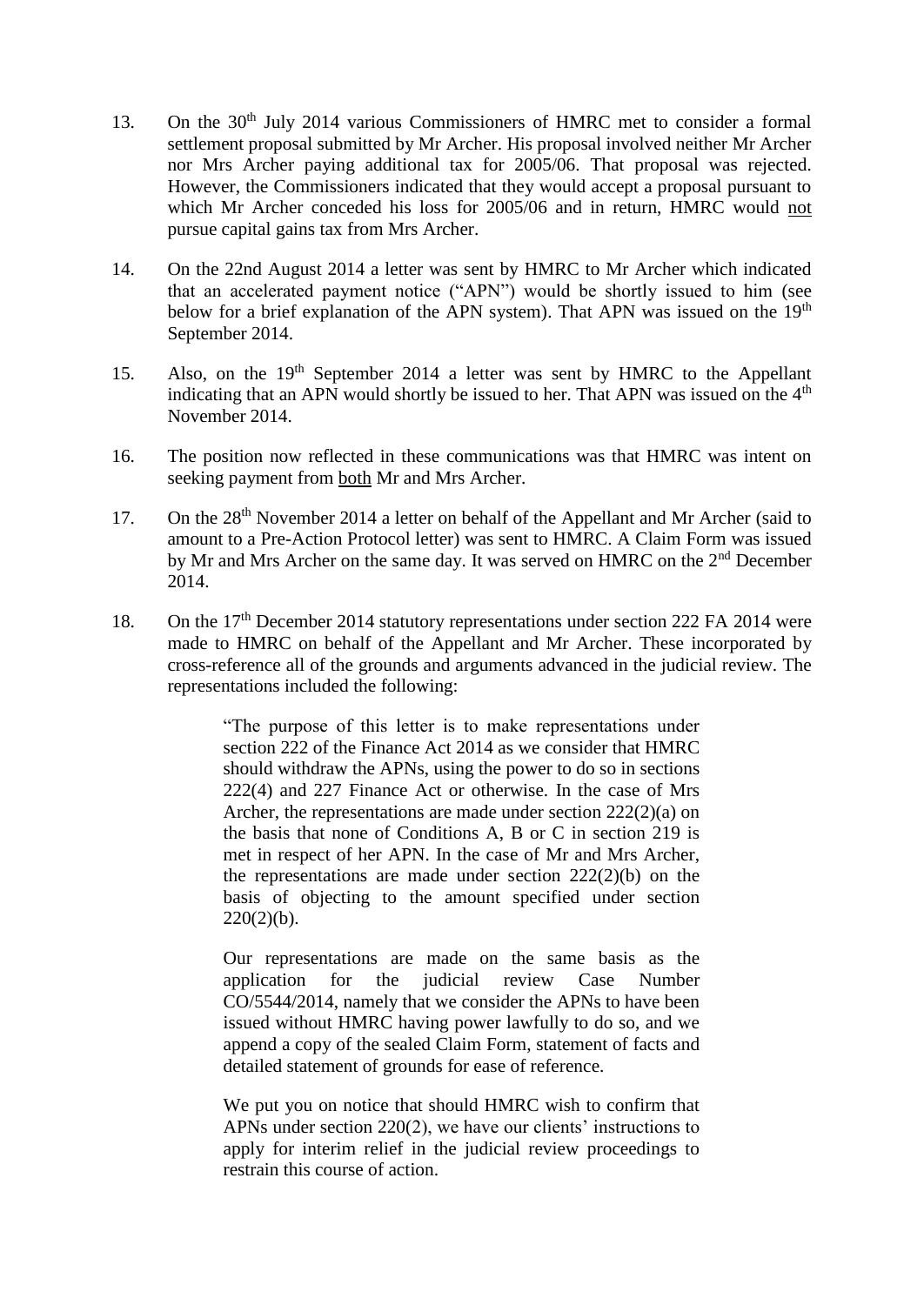13. On the 30th July 2014 various Commissioners of HMRC met to consider a formal settlement proposal submitted by Mr Archer. His proposal involved neither Mr Archer nor Mrs Archer paying additional tax for 2005/06. That proposal was rejected. However, the Commissioners indicated that they would accept a proposal pursuant to which Mr Archer conceded his loss for 2005/06 and in return, HMRC would not pursue capital gains tax from Mrs Archer.

14. On the 22nd August 2014 a letter was sent by HMRC to Mr Archer which indicated that an accelerated payment notice ("APN") would be shortly issued to him (see below for a brief explanation of the APN system). That APN was issued on the 19th September 2014.

15. Also, on the 19th September 2014 a letter was sent by HMRC to the Appellant indicating that an APN would shortly be issued to her. That APN was issued on the 4th November 2014.

16. The position now reflected in these communications was that HMRC was intent on seeking payment from both Mr and Mrs Archer.

17. On the 28th November 2014 a letter on behalf of the Appellant and Mr Archer (said to amount to a Pre-Action Protocol letter) was sent to HMRC. A Claim Form was issued by Mr and Mrs Archer on the same day. It was served on HMRC on the 2nd December 2014.

18. On the 17th December 2014 statutory representations under section 222 FA 2014 were made to HMRC on behalf of the Appellant and Mr Archer. These incorporated by cross-reference all of the grounds and arguments advanced in the judicial review. The representations included the following:

> "The purpose of this letter is to make representations under section 222 of the Finance Act 2014 as we consider that HMRC should withdraw the APNs, using the power to do so in sections 222(4) and 227 Finance Act or otherwise. In the case of Mrs Archer, the representations are made under section 222(2)(a) on the basis that none of Conditions A, B or C in section 219 is met in respect of her APN. In the case of Mr and Mrs Archer, the representations are made under section 222(2)(b) on the basis of objecting to the amount specified under section 220(2)(b).
>
> Our representations are made on the same basis as the application for the judicial review Case Number CO/5544/2014, namely that we consider the APNs to have been issued without HMRC having power lawfully to do so, and we append a copy of the sealed Claim Form, statement of facts and detailed statement of grounds for ease of reference.
>
> We put you on notice that should HMRC wish to confirm that APNs under section 220(2), we have our clients' instructions to apply for interim relief in the judicial review proceedings to restrain this course of action.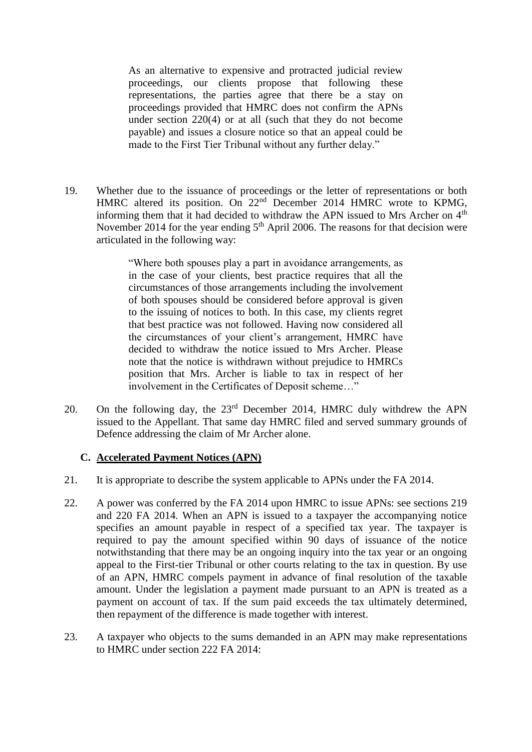> As an alternative to expensive and protracted judicial review proceedings, our clients propose that following these representations, the parties agree that there be a stay on proceedings provided that HMRC does not confirm the APNs under section 220(4) or at all (such that they do not become payable) and issues a closure notice so that an appeal could be made to the First Tier Tribunal without any further delay."

19. Whether due to the issuance of proceedings or the letter of representations or both HMRC altered its position. On 22nd December 2014 HMRC wrote to KPMG, informing them that it had decided to withdraw the APN issued to Mrs Archer on 4th November 2014 for the year ending 5th April 2006. The reasons for that decision were articulated in the following way:

> "Where both spouses play a part in avoidance arrangements, as in the case of your clients, best practice requires that all the circumstances of those arrangements including the involvement of both spouses should be considered before approval is given to the issuing of notices to both. In this case, my clients regret that best practice was not followed. Having now considered all the circumstances of your client's arrangement, HMRC have decided to withdraw the notice issued to Mrs Archer. Please note that the notice is withdrawn without prejudice to HMRCs position that Mrs. Archer is liable to tax in respect of her involvement in the Certificates of Deposit scheme…"

20. On the following day, the 23rd December 2014, HMRC duly withdrew the APN issued to the Appellant. That same day HMRC filed and served summary grounds of Defence addressing the claim of Mr Archer alone.

### C. Accelerated Payment Notices (APN)

21. It is appropriate to describe the system applicable to APNs under the FA 2014.

22. A power was conferred by the FA 2014 upon HMRC to issue APNs: see sections 219 and 220 FA 2014. When an APN is issued to a taxpayer the accompanying notice specifies an amount payable in respect of a specified tax year. The taxpayer is required to pay the amount specified within 90 days of issuance of the notice notwithstanding that there may be an ongoing inquiry into the tax year or an ongoing appeal to the First-tier Tribunal or other courts relating to the tax in question. By use of an APN, HMRC compels payment in advance of final resolution of the taxable amount. Under the legislation a payment made pursuant to an APN is treated as a payment on account of tax. If the sum paid exceeds the tax ultimately determined, then repayment of the difference is made together with interest.

23. A taxpayer who objects to the sums demanded in an APN may make representations to HMRC under section 222 FA 2014: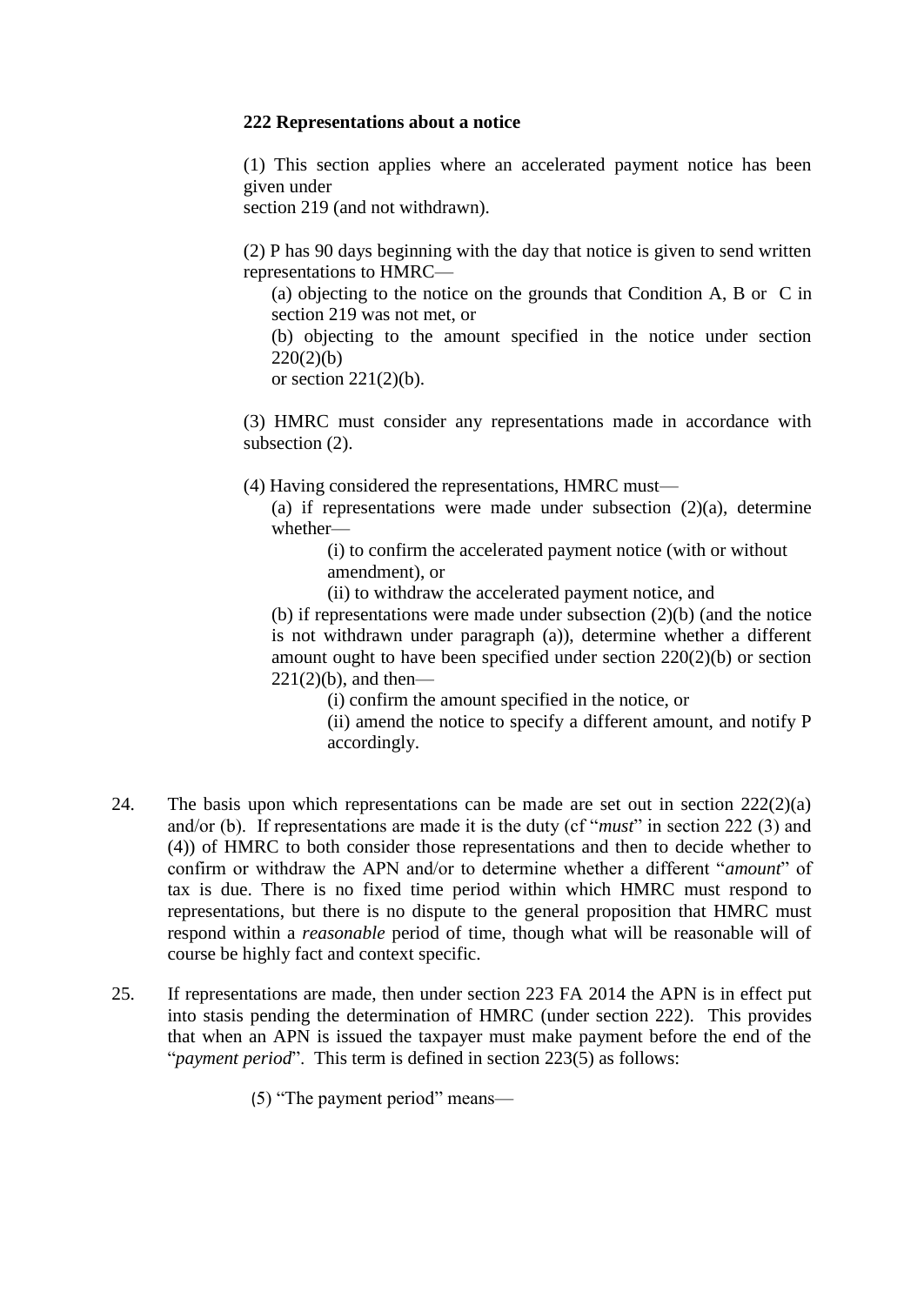**222 Representations about a notice**

(1) This section applies where an accelerated payment notice has been given under section 219 (and not withdrawn).

(2) P has 90 days beginning with the day that notice is given to send written representations to HMRC—

(a) objecting to the notice on the grounds that Condition A, B or C in section 219 was not met, or

(b) objecting to the amount specified in the notice under section 220(2)(b) or section 221(2)(b).

(3) HMRC must consider any representations made in accordance with subsection (2).

(4) Having considered the representations, HMRC must—

(a) if representations were made under subsection (2)(a), determine whether—

(i) to confirm the accelerated payment notice (with or without amendment), or

(ii) to withdraw the accelerated payment notice, and

(b) if representations were made under subsection (2)(b) (and the notice is not withdrawn under paragraph (a)), determine whether a different amount ought to have been specified under section 220(2)(b) or section 221(2)(b), and then—

(i) confirm the amount specified in the notice, or

(ii) amend the notice to specify a different amount, and notify P accordingly.

24. The basis upon which representations can be made are set out in section 222(2)(a) and/or (b). If representations are made it is the duty (cf "*must*" in section 222 (3) and (4)) of HMRC to both consider those representations and then to decide whether to confirm or withdraw the APN and/or to determine whether a different "*amount*" of tax is due. There is no fixed time period within which HMRC must respond to representations, but there is no dispute to the general proposition that HMRC must respond within a *reasonable* period of time, though what will be reasonable will of course be highly fact and context specific.

25. If representations are made, then under section 223 FA 2014 the APN is in effect put into stasis pending the determination of HMRC (under section 222). This provides that when an APN is issued the taxpayer must make payment before the end of the "*payment period*". This term is defined in section 223(5) as follows:

(5) "The payment period" means—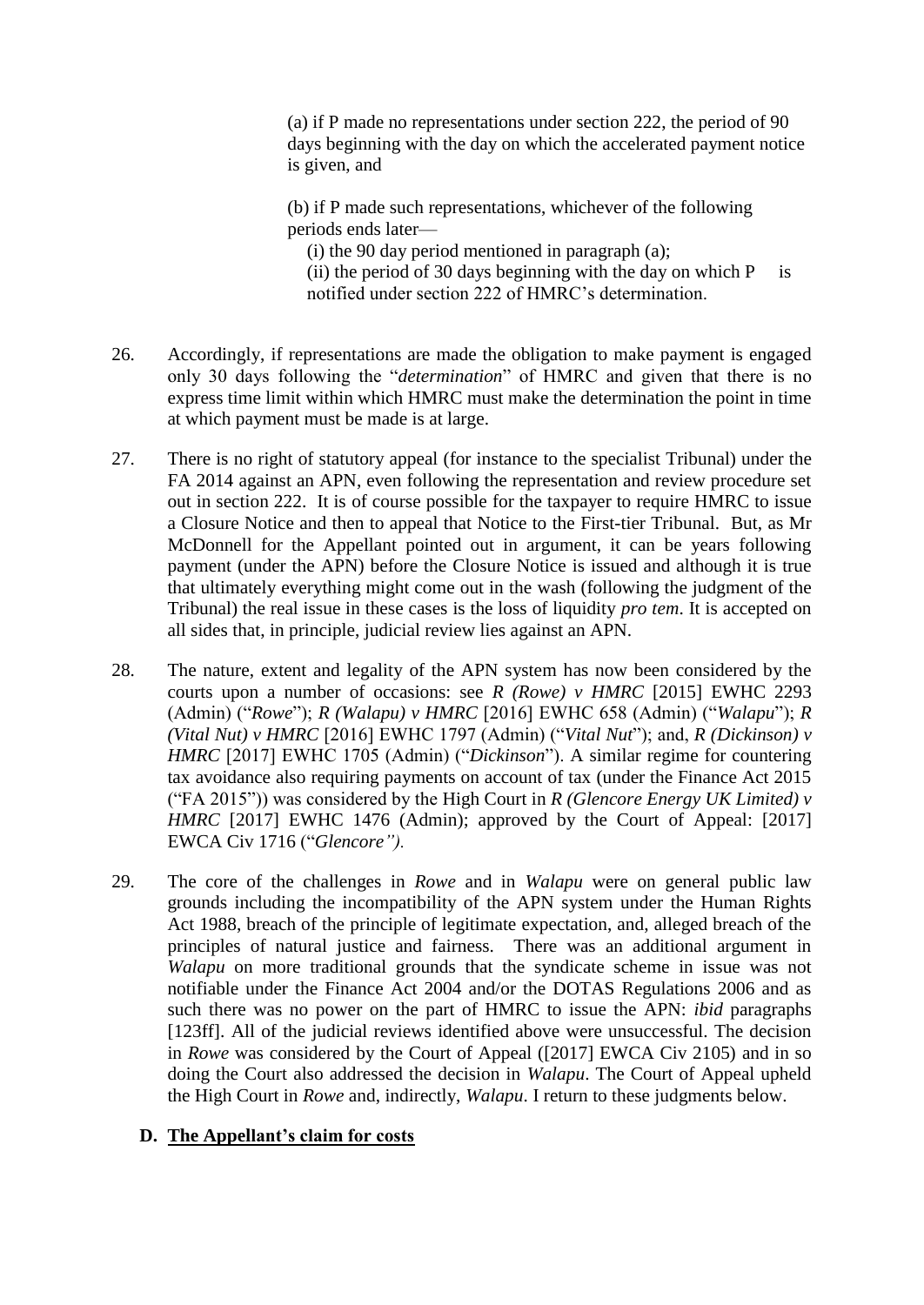(a) if P made no representations under section 222, the period of 90 days beginning with the day on which the accelerated payment notice is given, and

(b) if P made such representations, whichever of the following periods ends later—

(i) the 90 day period mentioned in paragraph (a);

(ii) the period of 30 days beginning with the day on which P is notified under section 222 of HMRC's determination.

26. Accordingly, if representations are made the obligation to make payment is engaged only 30 days following the "*determination*" of HMRC and given that there is no express time limit within which HMRC must make the determination the point in time at which payment must be made is at large.

27. There is no right of statutory appeal (for instance to the specialist Tribunal) under the FA 2014 against an APN, even following the representation and review procedure set out in section 222. It is of course possible for the taxpayer to require HMRC to issue a Closure Notice and then to appeal that Notice to the First-tier Tribunal. But, as Mr McDonnell for the Appellant pointed out in argument, it can be years following payment (under the APN) before the Closure Notice is issued and although it is true that ultimately everything might come out in the wash (following the judgment of the Tribunal) the real issue in these cases is the loss of liquidity *pro tem*. It is accepted on all sides that, in principle, judicial review lies against an APN.

28. The nature, extent and legality of the APN system has now been considered by the courts upon a number of occasions: see *R (Rowe) v HMRC* [2015] EWHC 2293 (Admin) ("*Rowe*"); *R (Walapu) v HMRC* [2016] EWHC 658 (Admin) ("*Walapu*"); *R (Vital Nut) v HMRC* [2016] EWHC 1797 (Admin) ("*Vital Nut*"); and, *R (Dickinson) v HMRC* [2017] EWHC 1705 (Admin) ("*Dickinson*"). A similar regime for countering tax avoidance also requiring payments on account of tax (under the Finance Act 2015 ("FA 2015")) was considered by the High Court in *R (Glencore Energy UK Limited) v HMRC* [2017] EWHC 1476 (Admin); approved by the Court of Appeal: [2017] EWCA Civ 1716 ("*Glencore").*

29. The core of the challenges in *Rowe* and in *Walapu* were on general public law grounds including the incompatibility of the APN system under the Human Rights Act 1988, breach of the principle of legitimate expectation, and, alleged breach of the principles of natural justice and fairness. There was an additional argument in *Walapu* on more traditional grounds that the syndicate scheme in issue was not notifiable under the Finance Act 2004 and/or the DOTAS Regulations 2006 and as such there was no power on the part of HMRC to issue the APN: *ibid* paragraphs [123ff]. All of the judicial reviews identified above were unsuccessful. The decision in *Rowe* was considered by the Court of Appeal ([2017] EWCA Civ 2105) and in so doing the Court also addressed the decision in *Walapu*. The Court of Appeal upheld the High Court in *Rowe* and, indirectly, *Walapu*. I return to these judgments below.

## D. The Appellant's claim for costs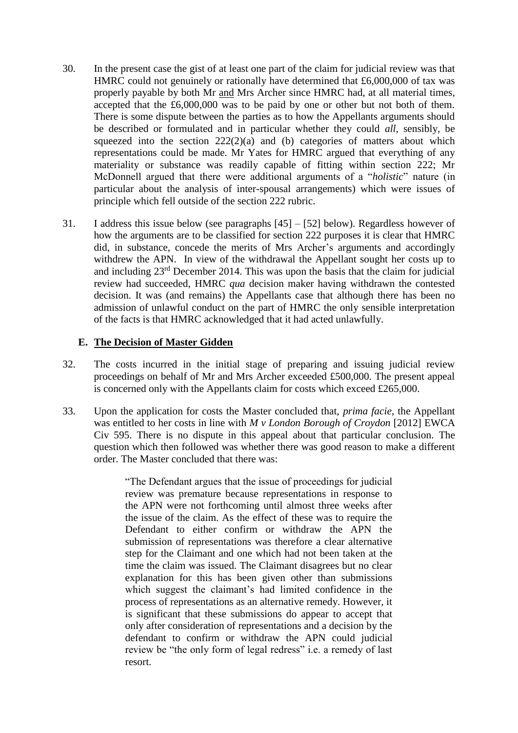30. In the present case the gist of at least one part of the claim for judicial review was that HMRC could not genuinely or rationally have determined that £6,000,000 of tax was properly payable by both Mr and Mrs Archer since HMRC had, at all material times, accepted that the £6,000,000 was to be paid by one or other but not both of them. There is some dispute between the parties as to how the Appellants arguments should be described or formulated and in particular whether they could *all*, sensibly, be squeezed into the section 222(2)(a) and (b) categories of matters about which representations could be made. Mr Yates for HMRC argued that everything of any materiality or substance was readily capable of fitting within section 222; Mr McDonnell argued that there were additional arguments of a "*holistic*" nature (in particular about the analysis of inter-spousal arrangements) which were issues of principle which fell outside of the section 222 rubric.

31. I address this issue below (see paragraphs [45] – [52] below). Regardless however of how the arguments are to be classified for section 222 purposes it is clear that HMRC did, in substance, concede the merits of Mrs Archer's arguments and accordingly withdrew the APN. In view of the withdrawal the Appellant sought her costs up to and including 23rd December 2014. This was upon the basis that the claim for judicial review had succeeded, HMRC *qua* decision maker having withdrawn the contested decision. It was (and remains) the Appellants case that although there has been no admission of unlawful conduct on the part of HMRC the only sensible interpretation of the facts is that HMRC acknowledged that it had acted unlawfully.

## E. The Decision of Master Gidden

32. The costs incurred in the initial stage of preparing and issuing judicial review proceedings on behalf of Mr and Mrs Archer exceeded £500,000. The present appeal is concerned only with the Appellants claim for costs which exceed £265,000.

33. Upon the application for costs the Master concluded that, *prima facie*, the Appellant was entitled to her costs in line with *M v London Borough of Croydon* [2012] EWCA Civ 595. There is no dispute in this appeal about that particular conclusion. The question which then followed was whether there was good reason to make a different order. The Master concluded that there was:

> "The Defendant argues that the issue of proceedings for judicial review was premature because representations in response to the APN were not forthcoming until almost three weeks after the issue of the claim. As the effect of these was to require the Defendant to either confirm or withdraw the APN the submission of representations was therefore a clear alternative step for the Claimant and one which had not been taken at the time the claim was issued. The Claimant disagrees but no clear explanation for this has been given other than submissions which suggest the claimant's had limited confidence in the process of representations as an alternative remedy. However, it is significant that these submissions do appear to accept that only after consideration of representations and a decision by the defendant to confirm or withdraw the APN could judicial review be "the only form of legal redress" i.e. a remedy of last resort.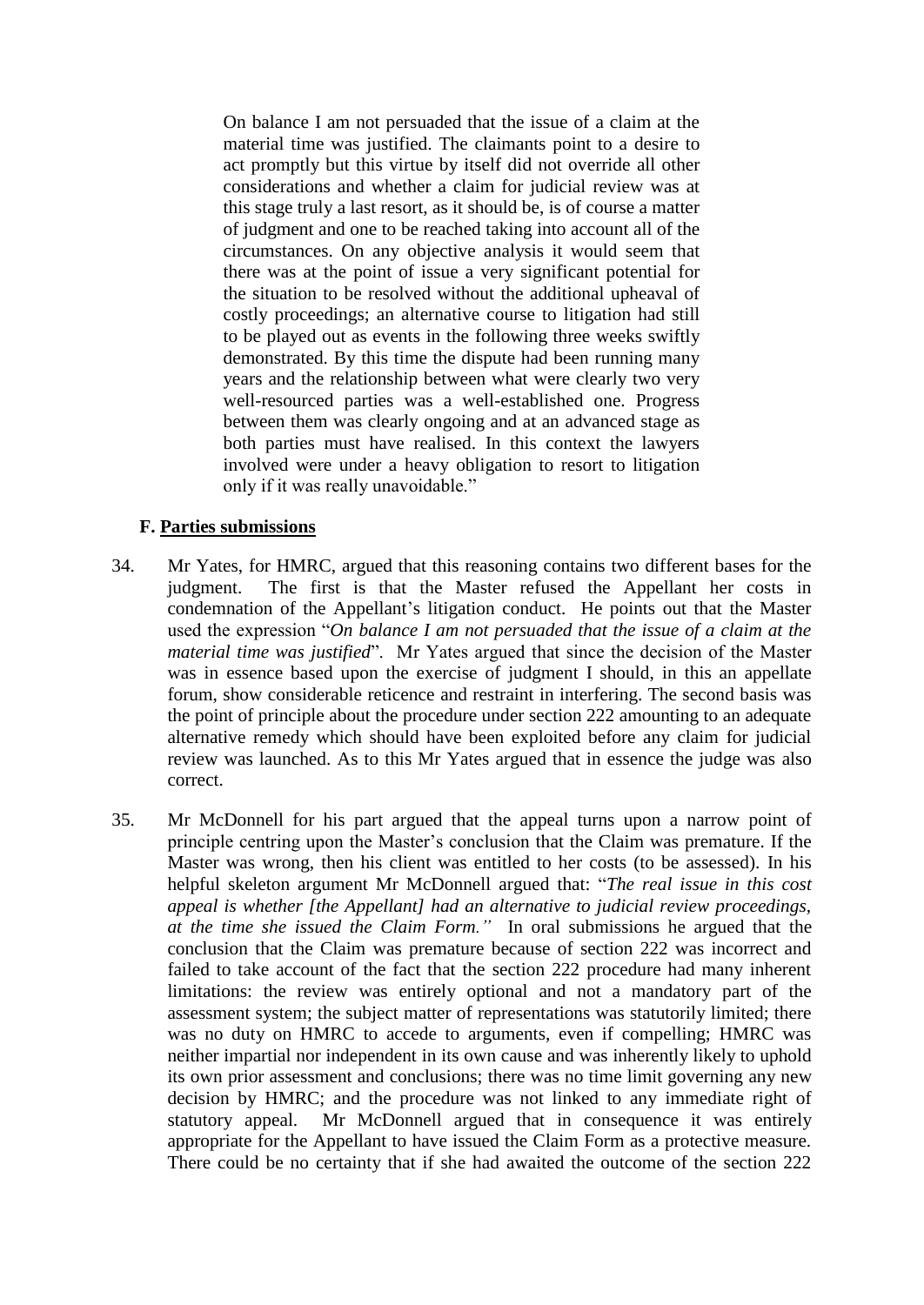> On balance I am not persuaded that the issue of a claim at the material time was justified. The claimants point to a desire to act promptly but this virtue by itself did not override all other considerations and whether a claim for judicial review was at this stage truly a last resort, as it should be, is of course a matter of judgment and one to be reached taking into account all of the circumstances. On any objective analysis it would seem that there was at the point of issue a very significant potential for the situation to be resolved without the additional upheaval of costly proceedings; an alternative course to litigation had still to be played out as events in the following three weeks swiftly demonstrated. By this time the dispute had been running many years and the relationship between what were clearly two very well-resourced parties was a well-established one. Progress between them was clearly ongoing and at an advanced stage as both parties must have realised. In this context the lawyers involved were under a heavy obligation to resort to litigation only if it was really unavoidable."

### F. Parties submissions

34. Mr Yates, for HMRC, argued that this reasoning contains two different bases for the judgment. The first is that the Master refused the Appellant her costs in condemnation of the Appellant's litigation conduct. He points out that the Master used the expression "*On balance I am not persuaded that the issue of a claim at the material time was justified*". Mr Yates argued that since the decision of the Master was in essence based upon the exercise of judgment I should, in this an appellate forum, show considerable reticence and restraint in interfering. The second basis was the point of principle about the procedure under section 222 amounting to an adequate alternative remedy which should have been exploited before any claim for judicial review was launched. As to this Mr Yates argued that in essence the judge was also correct.

35. Mr McDonnell for his part argued that the appeal turns upon a narrow point of principle centring upon the Master's conclusion that the Claim was premature. If the Master was wrong, then his client was entitled to her costs (to be assessed). In his helpful skeleton argument Mr McDonnell argued that: "*The real issue in this cost appeal is whether [the Appellant] had an alternative to judicial review proceedings, at the time she issued the Claim Form.*" In oral submissions he argued that the conclusion that the Claim was premature because of section 222 was incorrect and failed to take account of the fact that the section 222 procedure had many inherent limitations: the review was entirely optional and not a mandatory part of the assessment system; the subject matter of representations was statutorily limited; there was no duty on HMRC to accede to arguments, even if compelling; HMRC was neither impartial nor independent in its own cause and was inherently likely to uphold its own prior assessment and conclusions; there was no time limit governing any new decision by HMRC; and the procedure was not linked to any immediate right of statutory appeal. Mr McDonnell argued that in consequence it was entirely appropriate for the Appellant to have issued the Claim Form as a protective measure. There could be no certainty that if she had awaited the outcome of the section 222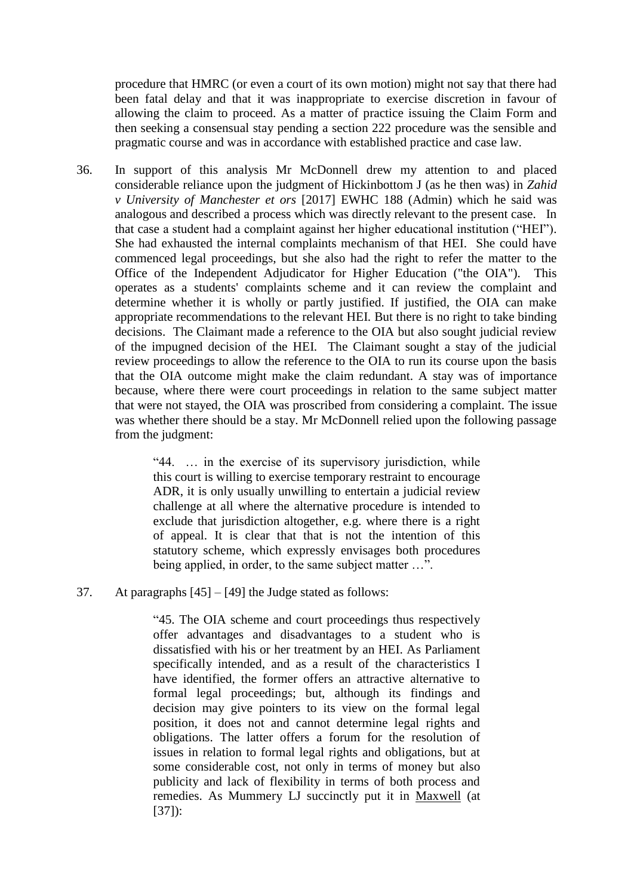procedure that HMRC (or even a court of its own motion) might not say that there had been fatal delay and that it was inappropriate to exercise discretion in favour of allowing the claim to proceed. As a matter of practice issuing the Claim Form and then seeking a consensual stay pending a section 222 procedure was the sensible and pragmatic course and was in accordance with established practice and case law.

36. In support of this analysis Mr McDonnell drew my attention to and placed considerable reliance upon the judgment of Hickinbottom J (as he then was) in *Zahid v University of Manchester et ors* [2017] EWHC 188 (Admin) which he said was analogous and described a process which was directly relevant to the present case. In that case a student had a complaint against her higher educational institution ("HEI"). She had exhausted the internal complaints mechanism of that HEI. She could have commenced legal proceedings, but she also had the right to refer the matter to the Office of the Independent Adjudicator for Higher Education ("the OIA"). This operates as a students' complaints scheme and it can review the complaint and determine whether it is wholly or partly justified. If justified, the OIA can make appropriate recommendations to the relevant HEI. But there is no right to take binding decisions. The Claimant made a reference to the OIA but also sought judicial review of the impugned decision of the HEI. The Claimant sought a stay of the judicial review proceedings to allow the reference to the OIA to run its course upon the basis that the OIA outcome might make the claim redundant. A stay was of importance because, where there were court proceedings in relation to the same subject matter that were not stayed, the OIA was proscribed from considering a complaint. The issue was whether there should be a stay. Mr McDonnell relied upon the following passage from the judgment:

> "44. … in the exercise of its supervisory jurisdiction, while this court is willing to exercise temporary restraint to encourage ADR, it is only usually unwilling to entertain a judicial review challenge at all where the alternative procedure is intended to exclude that jurisdiction altogether, e.g. where there is a right of appeal. It is clear that that is not the intention of this statutory scheme, which expressly envisages both procedures being applied, in order, to the same subject matter …".

37. At paragraphs [45] – [49] the Judge stated as follows:

> "45. The OIA scheme and court proceedings thus respectively offer advantages and disadvantages to a student who is dissatisfied with his or her treatment by an HEI. As Parliament specifically intended, and as a result of the characteristics I have identified, the former offers an attractive alternative to formal legal proceedings; but, although its findings and decision may give pointers to its view on the formal legal position, it does not and cannot determine legal rights and obligations. The latter offers a forum for the resolution of issues in relation to formal legal rights and obligations, but at some considerable cost, not only in terms of money but also publicity and lack of flexibility in terms of both process and remedies. As Mummery LJ succinctly put it in Maxwell (at [37]):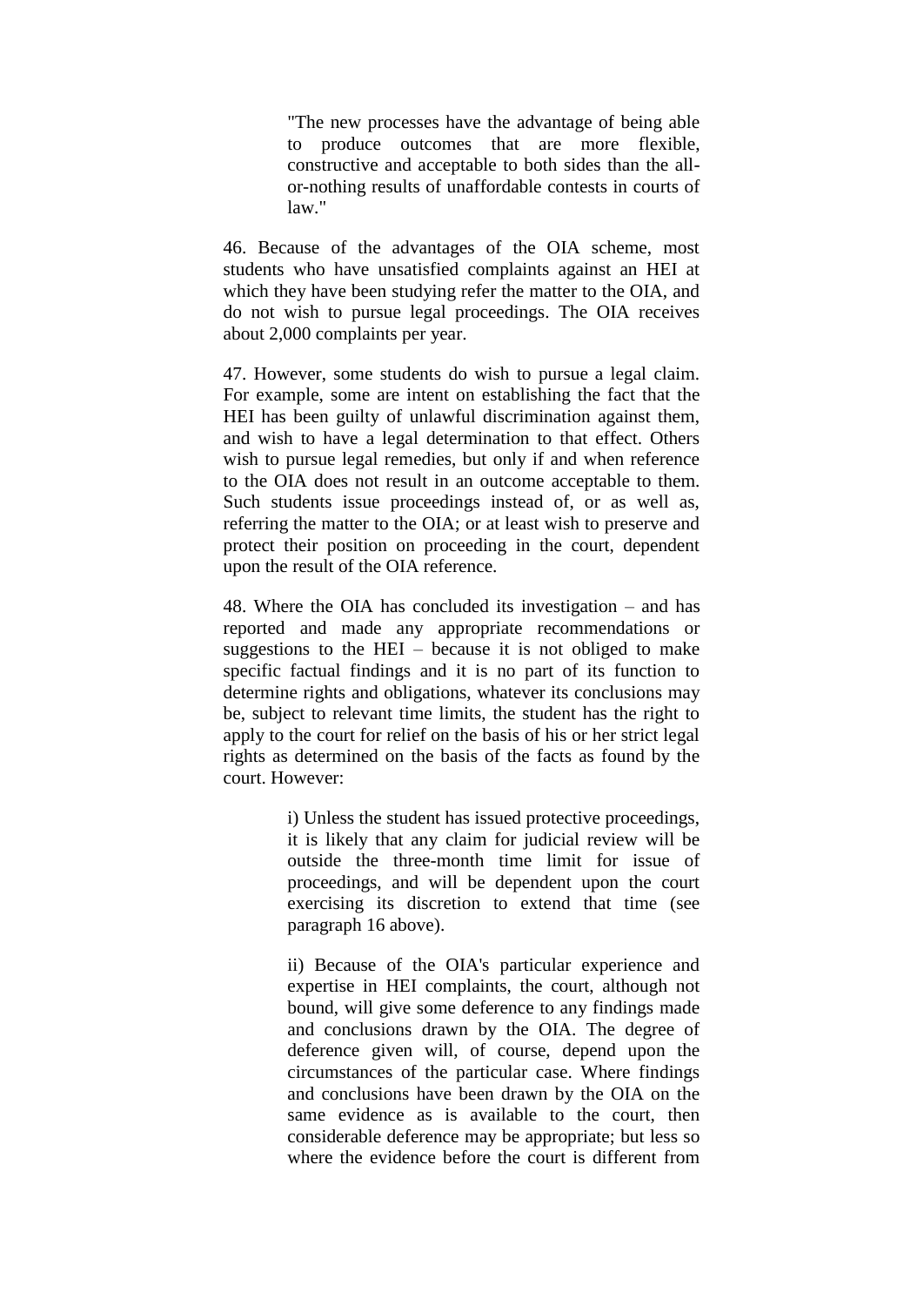> "The new processes have the advantage of being able to produce outcomes that are more flexible, constructive and acceptable to both sides than the all-or-nothing results of unaffordable contests in courts of law."

46. Because of the advantages of the OIA scheme, most students who have unsatisfied complaints against an HEI at which they have been studying refer the matter to the OIA, and do not wish to pursue legal proceedings. The OIA receives about 2,000 complaints per year.

47. However, some students do wish to pursue a legal claim. For example, some are intent on establishing the fact that the HEI has been guilty of unlawful discrimination against them, and wish to have a legal determination to that effect. Others wish to pursue legal remedies, but only if and when reference to the OIA does not result in an outcome acceptable to them. Such students issue proceedings instead of, or as well as, referring the matter to the OIA; or at least wish to preserve and protect their position on proceeding in the court, dependent upon the result of the OIA reference.

48. Where the OIA has concluded its investigation – and has reported and made any appropriate recommendations or suggestions to the HEI – because it is not obliged to make specific factual findings and it is no part of its function to determine rights and obligations, whatever its conclusions may be, subject to relevant time limits, the student has the right to apply to the court for relief on the basis of his or her strict legal rights as determined on the basis of the facts as found by the court. However:

> i) Unless the student has issued protective proceedings, it is likely that any claim for judicial review will be outside the three-month time limit for issue of proceedings, and will be dependent upon the court exercising its discretion to extend that time (see paragraph 16 above).
>
> ii) Because of the OIA's particular experience and expertise in HEI complaints, the court, although not bound, will give some deference to any findings made and conclusions drawn by the OIA. The degree of deference given will, of course, depend upon the circumstances of the particular case. Where findings and conclusions have been drawn by the OIA on the same evidence as is available to the court, then considerable deference may be appropriate; but less so where the evidence before the court is different from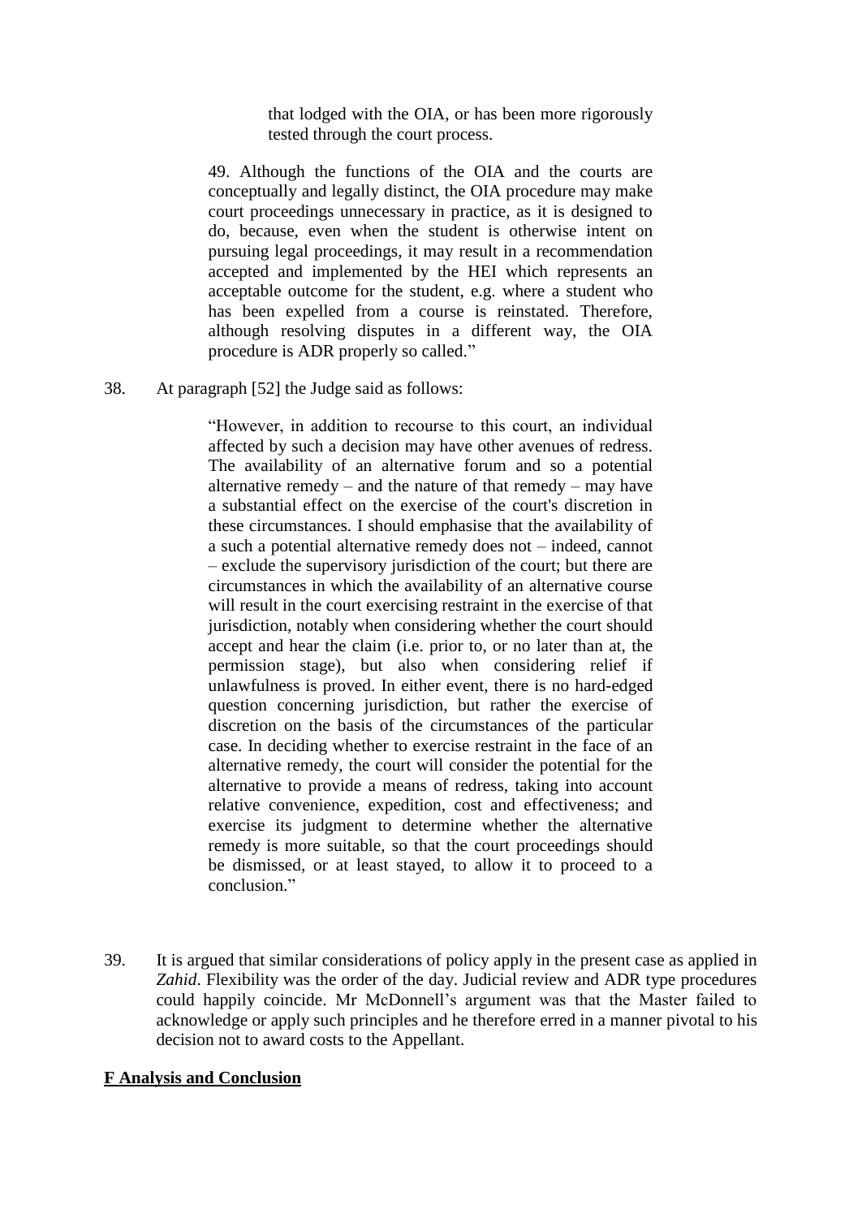> that lodged with the OIA, or has been more rigorously tested through the court process.
>
> 49. Although the functions of the OIA and the courts are conceptually and legally distinct, the OIA procedure may make court proceedings unnecessary in practice, as it is designed to do, because, even when the student is otherwise intent on pursuing legal proceedings, it may result in a recommendation accepted and implemented by the HEI which represents an acceptable outcome for the student, e.g. where a student who has been expelled from a course is reinstated. Therefore, although resolving disputes in a different way, the OIA procedure is ADR properly so called."

38. At paragraph [52] the Judge said as follows:

> "However, in addition to recourse to this court, an individual affected by such a decision may have other avenues of redress. The availability of an alternative forum and so a potential alternative remedy – and the nature of that remedy – may have a substantial effect on the exercise of the court's discretion in these circumstances. I should emphasise that the availability of a such a potential alternative remedy does not – indeed, cannot – exclude the supervisory jurisdiction of the court; but there are circumstances in which the availability of an alternative course will result in the court exercising restraint in the exercise of that jurisdiction, notably when considering whether the court should accept and hear the claim (i.e. prior to, or no later than at, the permission stage), but also when considering relief if unlawfulness is proved. In either event, there is no hard-edged question concerning jurisdiction, but rather the exercise of discretion on the basis of the circumstances of the particular case. In deciding whether to exercise restraint in the face of an alternative remedy, the court will consider the potential for the alternative to provide a means of redress, taking into account relative convenience, expedition, cost and effectiveness; and exercise its judgment to determine whether the alternative remedy is more suitable, so that the court proceedings should be dismissed, or at least stayed, to allow it to proceed to a conclusion."

39. It is argued that similar considerations of policy apply in the present case as applied in *Zahid*. Flexibility was the order of the day. Judicial review and ADR type procedures could happily coincide. Mr McDonnell's argument was that the Master failed to acknowledge or apply such principles and he therefore erred in a manner pivotal to his decision not to award costs to the Appellant.

## F Analysis and Conclusion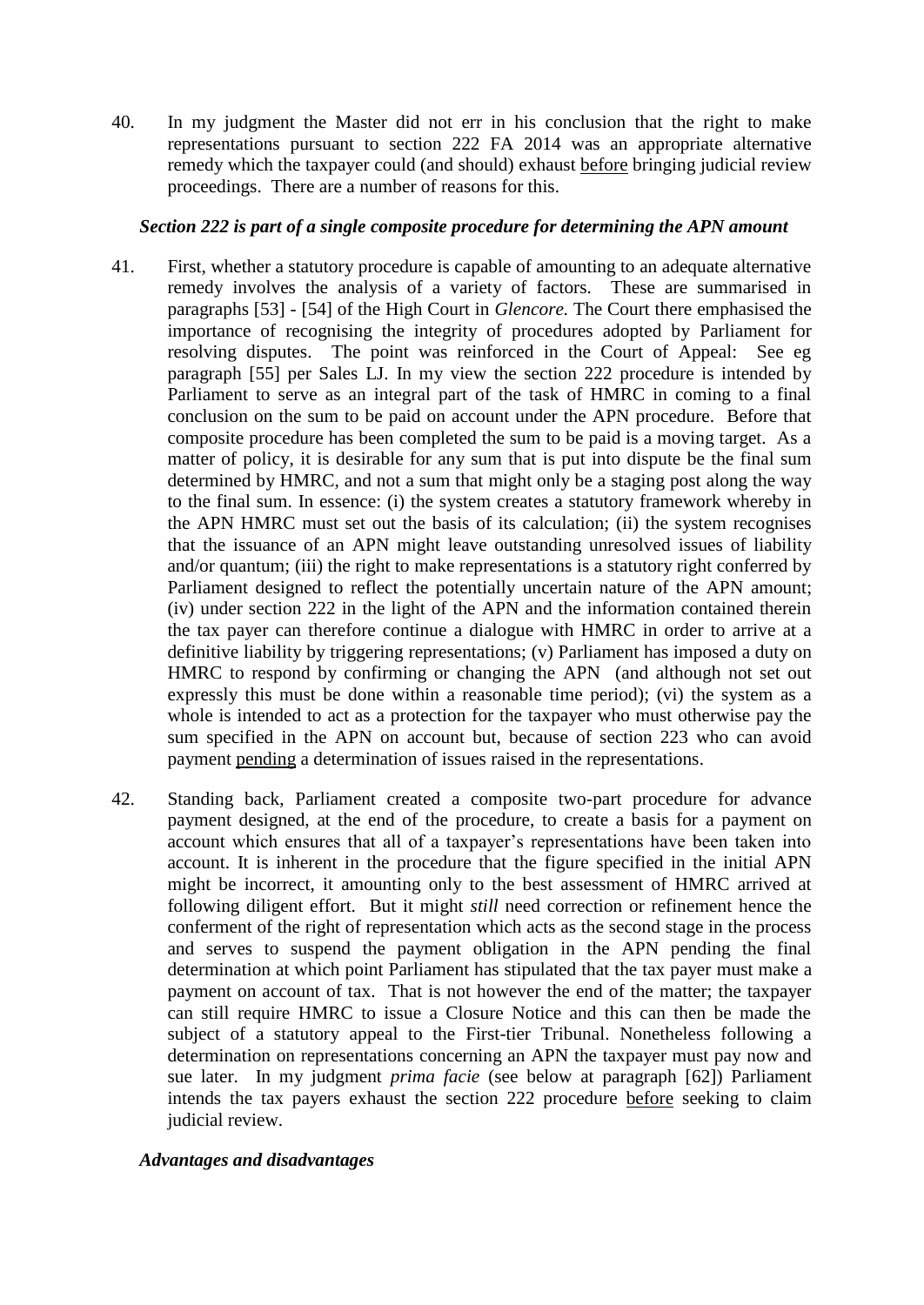40. In my judgment the Master did not err in his conclusion that the right to make representations pursuant to section 222 FA 2014 was an appropriate alternative remedy which the taxpayer could (and should) exhaust before bringing judicial review proceedings. There are a number of reasons for this.

### *Section 222 is part of a single composite procedure for determining the APN amount*

41. First, whether a statutory procedure is capable of amounting to an adequate alternative remedy involves the analysis of a variety of factors. These are summarised in paragraphs [53] - [54] of the High Court in *Glencore.* The Court there emphasised the importance of recognising the integrity of procedures adopted by Parliament for resolving disputes. The point was reinforced in the Court of Appeal: See eg paragraph [55] per Sales LJ. In my view the section 222 procedure is intended by Parliament to serve as an integral part of the task of HMRC in coming to a final conclusion on the sum to be paid on account under the APN procedure. Before that composite procedure has been completed the sum to be paid is a moving target. As a matter of policy, it is desirable for any sum that is put into dispute be the final sum determined by HMRC, and not a sum that might only be a staging post along the way to the final sum. In essence: (i) the system creates a statutory framework whereby in the APN HMRC must set out the basis of its calculation; (ii) the system recognises that the issuance of an APN might leave outstanding unresolved issues of liability and/or quantum; (iii) the right to make representations is a statutory right conferred by Parliament designed to reflect the potentially uncertain nature of the APN amount; (iv) under section 222 in the light of the APN and the information contained therein the tax payer can therefore continue a dialogue with HMRC in order to arrive at a definitive liability by triggering representations; (v) Parliament has imposed a duty on HMRC to respond by confirming or changing the APN (and although not set out expressly this must be done within a reasonable time period); (vi) the system as a whole is intended to act as a protection for the taxpayer who must otherwise pay the sum specified in the APN on account but, because of section 223 who can avoid payment pending a determination of issues raised in the representations.

42. Standing back, Parliament created a composite two-part procedure for advance payment designed, at the end of the procedure, to create a basis for a payment on account which ensures that all of a taxpayer's representations have been taken into account. It is inherent in the procedure that the figure specified in the initial APN might be incorrect, it amounting only to the best assessment of HMRC arrived at following diligent effort. But it might *still* need correction or refinement hence the conferment of the right of representation which acts as the second stage in the process and serves to suspend the payment obligation in the APN pending the final determination at which point Parliament has stipulated that the tax payer must make a payment on account of tax. That is not however the end of the matter; the taxpayer can still require HMRC to issue a Closure Notice and this can then be made the subject of a statutory appeal to the First-tier Tribunal. Nonetheless following a determination on representations concerning an APN the taxpayer must pay now and sue later. In my judgment *prima facie* (see below at paragraph [62]) Parliament intends the tax payers exhaust the section 222 procedure before seeking to claim judicial review.

### *Advantages and disadvantages*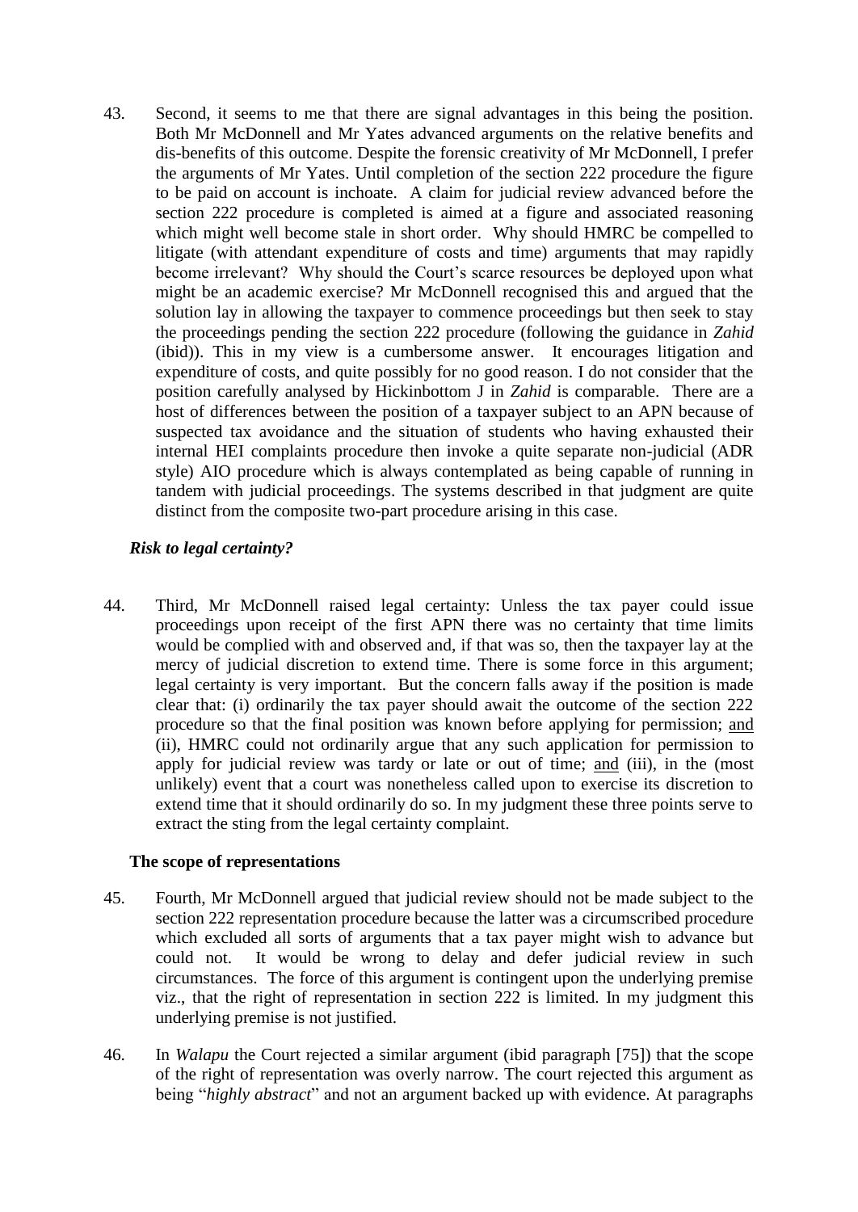43. Second, it seems to me that there are signal advantages in this being the position. Both Mr McDonnell and Mr Yates advanced arguments on the relative benefits and dis-benefits of this outcome. Despite the forensic creativity of Mr McDonnell, I prefer the arguments of Mr Yates. Until completion of the section 222 procedure the figure to be paid on account is inchoate. A claim for judicial review advanced before the section 222 procedure is completed is aimed at a figure and associated reasoning which might well become stale in short order. Why should HMRC be compelled to litigate (with attendant expenditure of costs and time) arguments that may rapidly become irrelevant? Why should the Court's scarce resources be deployed upon what might be an academic exercise? Mr McDonnell recognised this and argued that the solution lay in allowing the taxpayer to commence proceedings but then seek to stay the proceedings pending the section 222 procedure (following the guidance in *Zahid* (ibid)). This in my view is a cumbersome answer. It encourages litigation and expenditure of costs, and quite possibly for no good reason. I do not consider that the position carefully analysed by Hickinbottom J in *Zahid* is comparable. There are a host of differences between the position of a taxpayer subject to an APN because of suspected tax avoidance and the situation of students who having exhausted their internal HEI complaints procedure then invoke a quite separate non-judicial (ADR style) AIO procedure which is always contemplated as being capable of running in tandem with judicial proceedings. The systems described in that judgment are quite distinct from the composite two-part procedure arising in this case.

### *Risk to legal certainty?*

44. Third, Mr McDonnell raised legal certainty: Unless the tax payer could issue proceedings upon receipt of the first APN there was no certainty that time limits would be complied with and observed and, if that was so, then the taxpayer lay at the mercy of judicial discretion to extend time. There is some force in this argument; legal certainty is very important. But the concern falls away if the position is made clear that: (i) ordinarily the tax payer should await the outcome of the section 222 procedure so that the final position was known before applying for permission; <u>and</u> (ii), HMRC could not ordinarily argue that any such application for permission to apply for judicial review was tardy or late or out of time; <u>and</u> (iii), in the (most unlikely) event that a court was nonetheless called upon to exercise its discretion to extend time that it should ordinarily do so. In my judgment these three points serve to extract the sting from the legal certainty complaint.

### The scope of representations

45. Fourth, Mr McDonnell argued that judicial review should not be made subject to the section 222 representation procedure because the latter was a circumscribed procedure which excluded all sorts of arguments that a tax payer might wish to advance but could not. It would be wrong to delay and defer judicial review in such circumstances. The force of this argument is contingent upon the underlying premise viz., that the right of representation in section 222 is limited. In my judgment this underlying premise is not justified.

46. In *Walapu* the Court rejected a similar argument (ibid paragraph [75]) that the scope of the right of representation was overly narrow. The court rejected this argument as being "*highly abstract*" and not an argument backed up with evidence. At paragraphs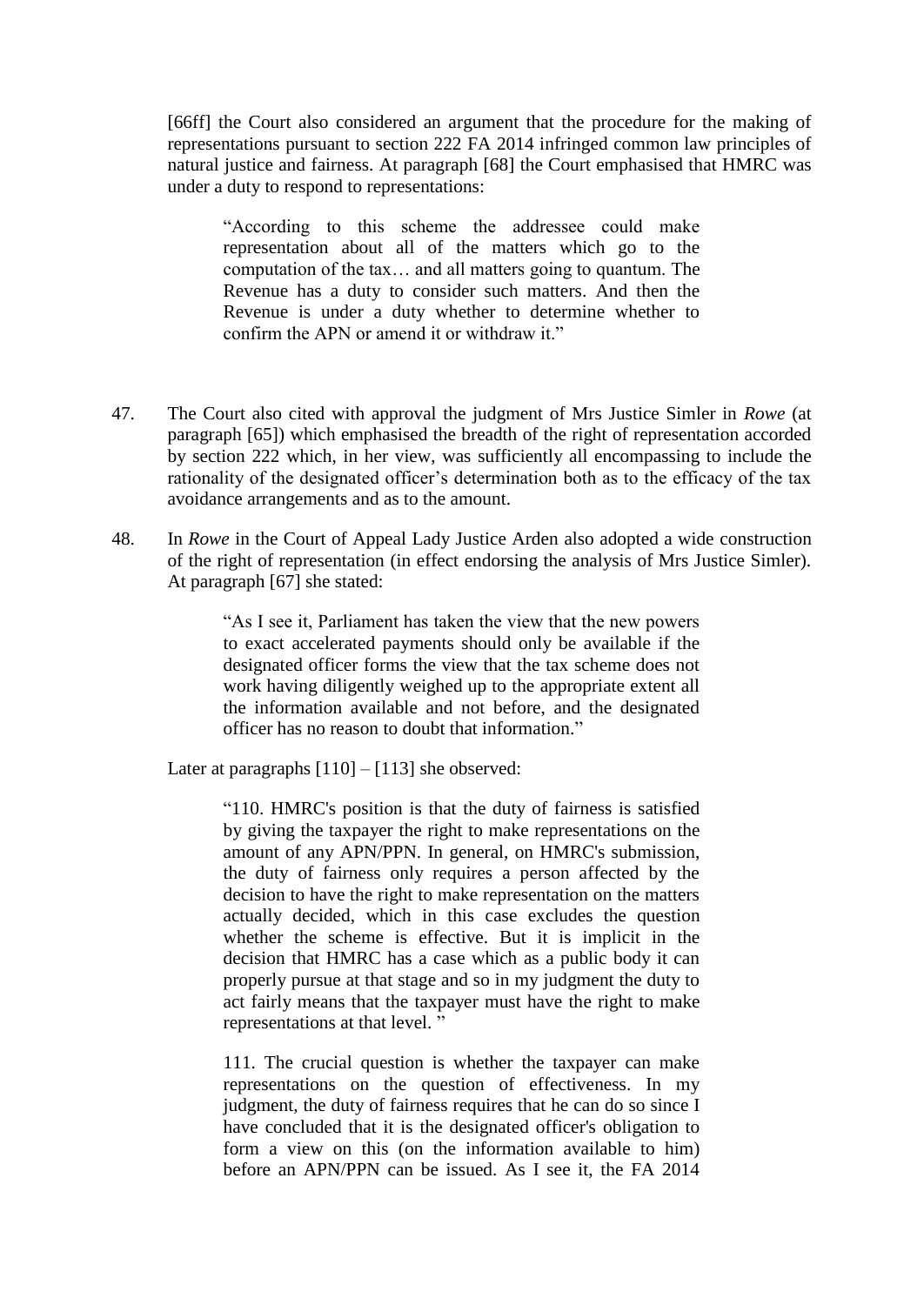[66ff] the Court also considered an argument that the procedure for the making of representations pursuant to section 222 FA 2014 infringed common law principles of natural justice and fairness. At paragraph [68] the Court emphasised that HMRC was under a duty to respond to representations:

> "According to this scheme the addressee could make representation about all of the matters which go to the computation of the tax… and all matters going to quantum. The Revenue has a duty to consider such matters. And then the Revenue is under a duty whether to determine whether to confirm the APN or amend it or withdraw it."

47. The Court also cited with approval the judgment of Mrs Justice Simler in *Rowe* (at paragraph [65]) which emphasised the breadth of the right of representation accorded by section 222 which, in her view, was sufficiently all encompassing to include the rationality of the designated officer's determination both as to the efficacy of the tax avoidance arrangements and as to the amount.

48. In *Rowe* in the Court of Appeal Lady Justice Arden also adopted a wide construction of the right of representation (in effect endorsing the analysis of Mrs Justice Simler). At paragraph [67] she stated:

> "As I see it, Parliament has taken the view that the new powers to exact accelerated payments should only be available if the designated officer forms the view that the tax scheme does not work having diligently weighed up to the appropriate extent all the information available and not before, and the designated officer has no reason to doubt that information."

Later at paragraphs [110] – [113] she observed:

> "110. HMRC's position is that the duty of fairness is satisfied by giving the taxpayer the right to make representations on the amount of any APN/PPN. In general, on HMRC's submission, the duty of fairness only requires a person affected by the decision to have the right to make representation on the matters actually decided, which in this case excludes the question whether the scheme is effective. But it is implicit in the decision that HMRC has a case which as a public body it can properly pursue at that stage and so in my judgment the duty to act fairly means that the taxpayer must have the right to make representations at that level. "
>
> 111. The crucial question is whether the taxpayer can make representations on the question of effectiveness. In my judgment, the duty of fairness requires that he can do so since I have concluded that it is the designated officer's obligation to form a view on this (on the information available to him) before an APN/PPN can be issued. As I see it, the FA 2014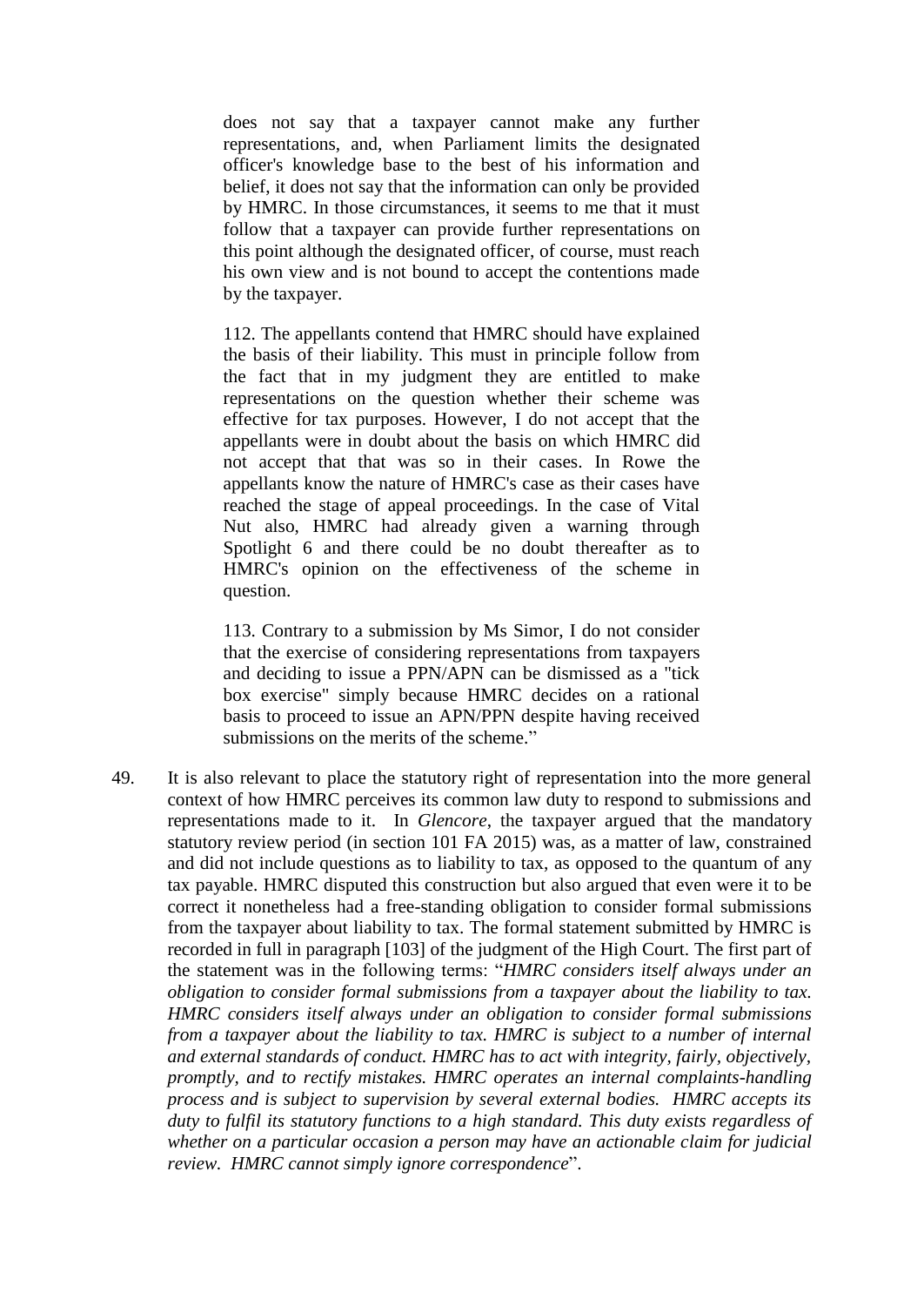> does not say that a taxpayer cannot make any further representations, and, when Parliament limits the designated officer's knowledge base to the best of his information and belief, it does not say that the information can only be provided by HMRC. In those circumstances, it seems to me that it must follow that a taxpayer can provide further representations on this point although the designated officer, of course, must reach his own view and is not bound to accept the contentions made by the taxpayer.
>
> 112. The appellants contend that HMRC should have explained the basis of their liability. This must in principle follow from the fact that in my judgment they are entitled to make representations on the question whether their scheme was effective for tax purposes. However, I do not accept that the appellants were in doubt about the basis on which HMRC did not accept that that was so in their cases. In Rowe the appellants know the nature of HMRC's case as their cases have reached the stage of appeal proceedings. In the case of Vital Nut also, HMRC had already given a warning through Spotlight 6 and there could be no doubt thereafter as to HMRC's opinion on the effectiveness of the scheme in question.
>
> 113. Contrary to a submission by Ms Simor, I do not consider that the exercise of considering representations from taxpayers and deciding to issue a PPN/APN can be dismissed as a "tick box exercise" simply because HMRC decides on a rational basis to proceed to issue an APN/PPN despite having received submissions on the merits of the scheme."

49. It is also relevant to place the statutory right of representation into the more general context of how HMRC perceives its common law duty to respond to submissions and representations made to it. In *Glencore*, the taxpayer argued that the mandatory statutory review period (in section 101 FA 2015) was, as a matter of law, constrained and did not include questions as to liability to tax, as opposed to the quantum of any tax payable. HMRC disputed this construction but also argued that even were it to be correct it nonetheless had a free-standing obligation to consider formal submissions from the taxpayer about liability to tax. The formal statement submitted by HMRC is recorded in full in paragraph [103] of the judgment of the High Court. The first part of the statement was in the following terms: "*HMRC considers itself always under an obligation to consider formal submissions from a taxpayer about the liability to tax. HMRC considers itself always under an obligation to consider formal submissions from a taxpayer about the liability to tax. HMRC is subject to a number of internal and external standards of conduct. HMRC has to act with integrity, fairly, objectively, promptly, and to rectify mistakes. HMRC operates an internal complaints-handling process and is subject to supervision by several external bodies. HMRC accepts its duty to fulfil its statutory functions to a high standard. This duty exists regardless of whether on a particular occasion a person may have an actionable claim for judicial review. HMRC cannot simply ignore correspondence*".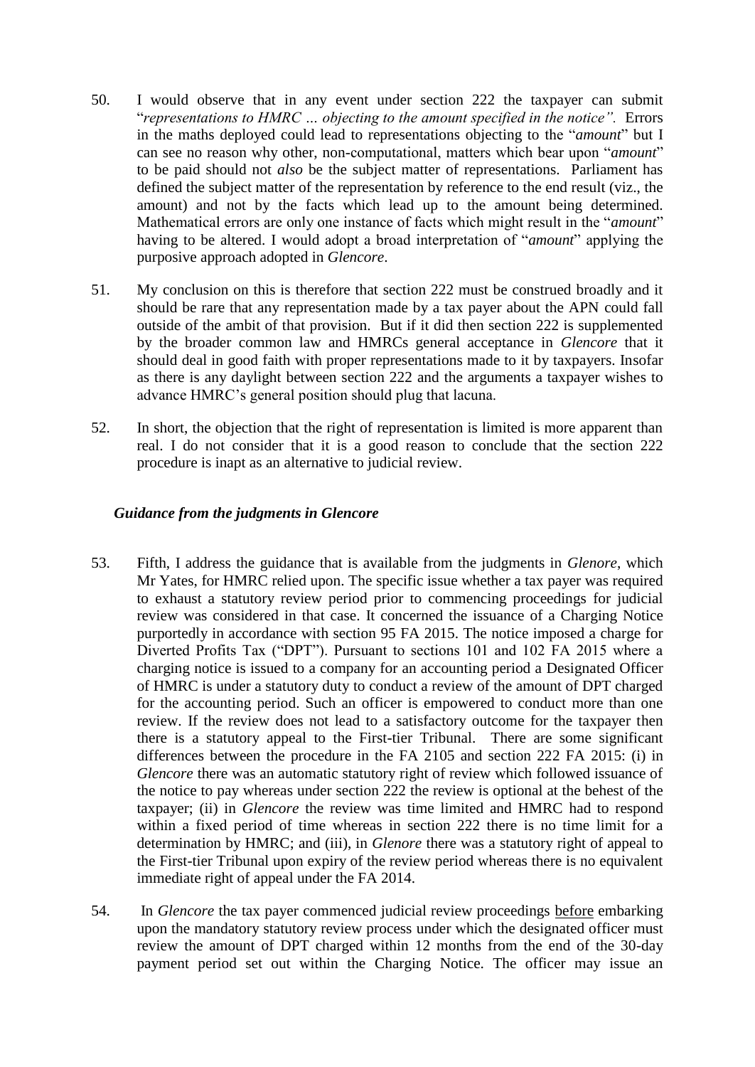50. I would observe that in any event under section 222 the taxpayer can submit "*representations to HMRC … objecting to the amount specified in the notice".* Errors in the maths deployed could lead to representations objecting to the "*amount*" but I can see no reason why other, non-computational, matters which bear upon "*amount*" to be paid should not *also* be the subject matter of representations. Parliament has defined the subject matter of the representation by reference to the end result (viz., the amount) and not by the facts which lead up to the amount being determined. Mathematical errors are only one instance of facts which might result in the "*amount*" having to be altered. I would adopt a broad interpretation of "*amount*" applying the purposive approach adopted in *Glencore*.

51. My conclusion on this is therefore that section 222 must be construed broadly and it should be rare that any representation made by a tax payer about the APN could fall outside of the ambit of that provision. But if it did then section 222 is supplemented by the broader common law and HMRCs general acceptance in *Glencore* that it should deal in good faith with proper representations made to it by taxpayers. Insofar as there is any daylight between section 222 and the arguments a taxpayer wishes to advance HMRC's general position should plug that lacuna.

52. In short, the objection that the right of representation is limited is more apparent than real. I do not consider that it is a good reason to conclude that the section 222 procedure is inapt as an alternative to judicial review.

### *Guidance from the judgments in Glencore*

53. Fifth, I address the guidance that is available from the judgments in *Glenore*, which Mr Yates, for HMRC relied upon. The specific issue whether a tax payer was required to exhaust a statutory review period prior to commencing proceedings for judicial review was considered in that case. It concerned the issuance of a Charging Notice purportedly in accordance with section 95 FA 2015. The notice imposed a charge for Diverted Profits Tax ("DPT"). Pursuant to sections 101 and 102 FA 2015 where a charging notice is issued to a company for an accounting period a Designated Officer of HMRC is under a statutory duty to conduct a review of the amount of DPT charged for the accounting period. Such an officer is empowered to conduct more than one review. If the review does not lead to a satisfactory outcome for the taxpayer then there is a statutory appeal to the First-tier Tribunal. There are some significant differences between the procedure in the FA 2105 and section 222 FA 2015: (i) in *Glencore* there was an automatic statutory right of review which followed issuance of the notice to pay whereas under section 222 the review is optional at the behest of the taxpayer; (ii) in *Glencore* the review was time limited and HMRC had to respond within a fixed period of time whereas in section 222 there is no time limit for a determination by HMRC; and (iii), in *Glenore* there was a statutory right of appeal to the First-tier Tribunal upon expiry of the review period whereas there is no equivalent immediate right of appeal under the FA 2014.

54. In *Glencore* the tax payer commenced judicial review proceedings <u>before</u> embarking upon the mandatory statutory review process under which the designated officer must review the amount of DPT charged within 12 months from the end of the 30-day payment period set out within the Charging Notice. The officer may issue an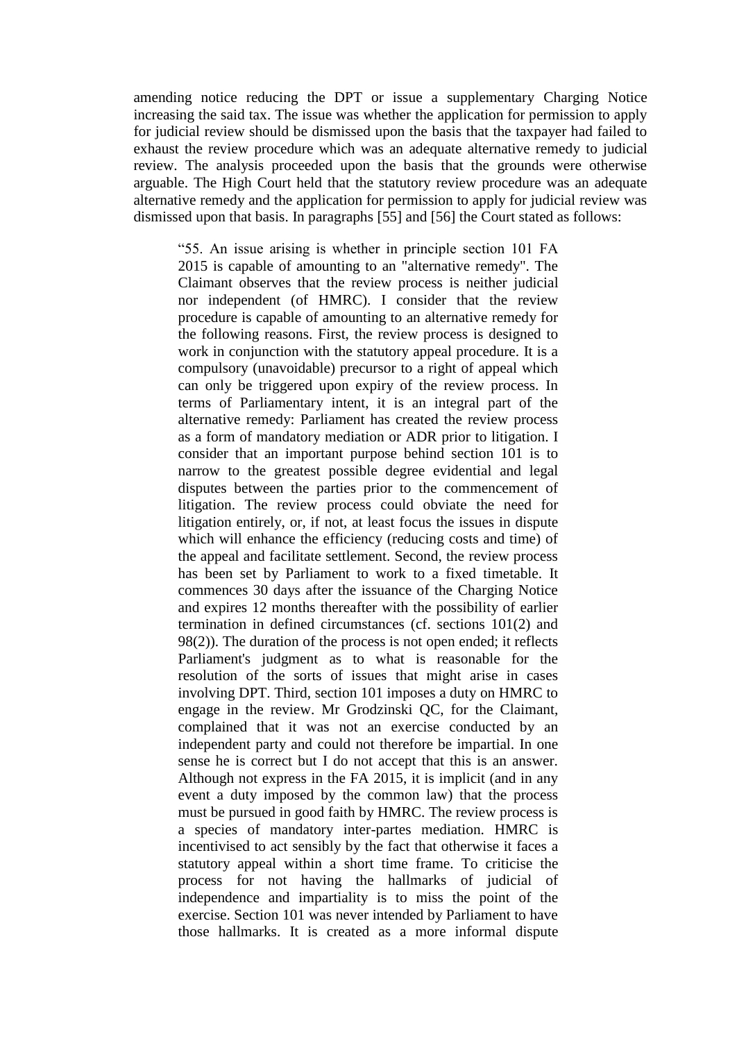amending notice reducing the DPT or issue a supplementary Charging Notice increasing the said tax. The issue was whether the application for permission to apply for judicial review should be dismissed upon the basis that the taxpayer had failed to exhaust the review procedure which was an adequate alternative remedy to judicial review. The analysis proceeded upon the basis that the grounds were otherwise arguable. The High Court held that the statutory review procedure was an adequate alternative remedy and the application for permission to apply for judicial review was dismissed upon that basis. In paragraphs [55] and [56] the Court stated as follows:

> "55. An issue arising is whether in principle section 101 FA 2015 is capable of amounting to an "alternative remedy". The Claimant observes that the review process is neither judicial nor independent (of HMRC). I consider that the review procedure is capable of amounting to an alternative remedy for the following reasons. First, the review process is designed to work in conjunction with the statutory appeal procedure. It is a compulsory (unavoidable) precursor to a right of appeal which can only be triggered upon expiry of the review process. In terms of Parliamentary intent, it is an integral part of the alternative remedy: Parliament has created the review process as a form of mandatory mediation or ADR prior to litigation. I consider that an important purpose behind section 101 is to narrow to the greatest possible degree evidential and legal disputes between the parties prior to the commencement of litigation. The review process could obviate the need for litigation entirely, or, if not, at least focus the issues in dispute which will enhance the efficiency (reducing costs and time) of the appeal and facilitate settlement. Second, the review process has been set by Parliament to work to a fixed timetable. It commences 30 days after the issuance of the Charging Notice and expires 12 months thereafter with the possibility of earlier termination in defined circumstances (cf. sections 101(2) and 98(2)). The duration of the process is not open ended; it reflects Parliament's judgment as to what is reasonable for the resolution of the sorts of issues that might arise in cases involving DPT. Third, section 101 imposes a duty on HMRC to engage in the review. Mr Grodzinski QC, for the Claimant, complained that it was not an exercise conducted by an independent party and could not therefore be impartial. In one sense he is correct but I do not accept that this is an answer. Although not express in the FA 2015, it is implicit (and in any event a duty imposed by the common law) that the process must be pursued in good faith by HMRC. The review process is a species of mandatory inter-partes mediation. HMRC is incentivised to act sensibly by the fact that otherwise it faces a statutory appeal within a short time frame. To criticise the process for not having the hallmarks of judicial of independence and impartiality is to miss the point of the exercise. Section 101 was never intended by Parliament to have those hallmarks. It is created as a more informal dispute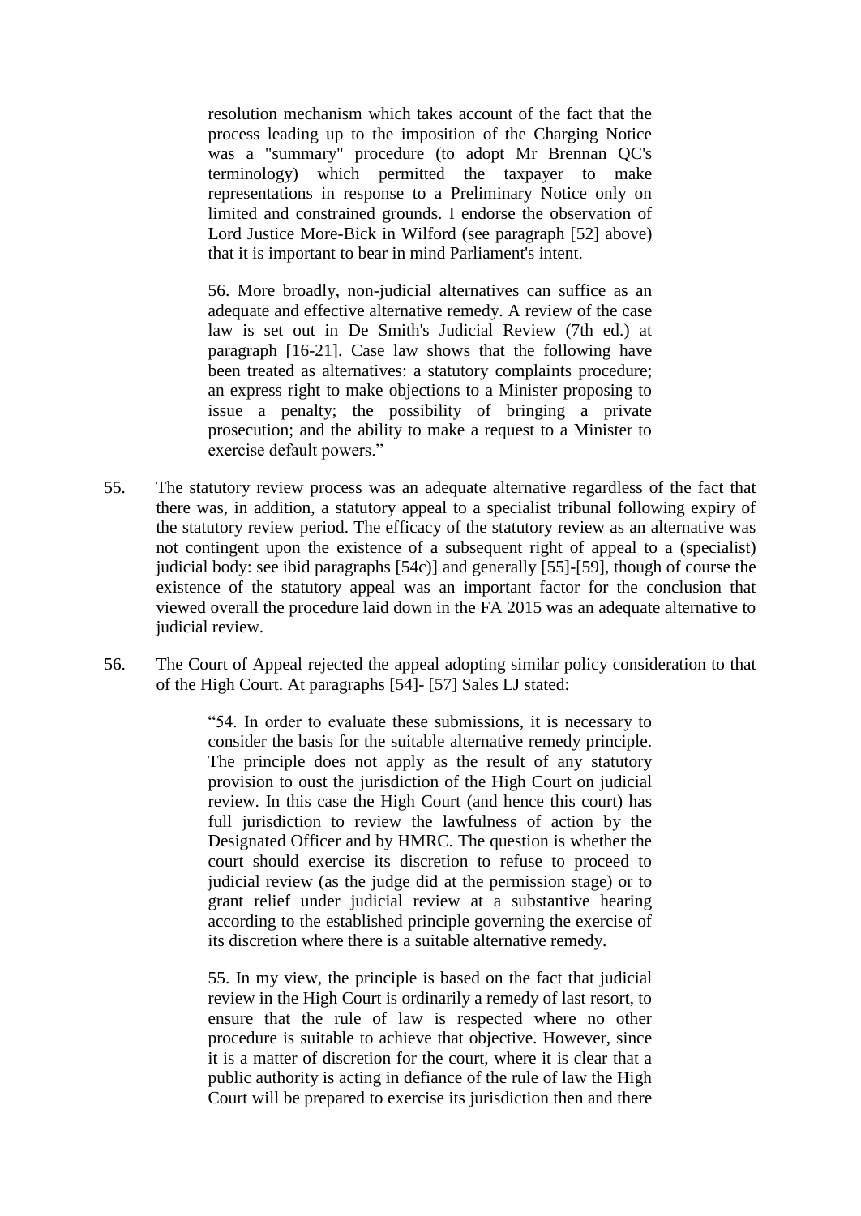> resolution mechanism which takes account of the fact that the process leading up to the imposition of the Charging Notice was a "summary" procedure (to adopt Mr Brennan QC's terminology) which permitted the taxpayer to make representations in response to a Preliminary Notice only on limited and constrained grounds. I endorse the observation of Lord Justice More-Bick in Wilford (see paragraph [52] above) that it is important to bear in mind Parliament's intent.
>
> 56. More broadly, non-judicial alternatives can suffice as an adequate and effective alternative remedy. A review of the case law is set out in De Smith's Judicial Review (7th ed.) at paragraph [16-21]. Case law shows that the following have been treated as alternatives: a statutory complaints procedure; an express right to make objections to a Minister proposing to issue a penalty; the possibility of bringing a private prosecution; and the ability to make a request to a Minister to exercise default powers."

55. The statutory review process was an adequate alternative regardless of the fact that there was, in addition, a statutory appeal to a specialist tribunal following expiry of the statutory review period. The efficacy of the statutory review as an alternative was not contingent upon the existence of a subsequent right of appeal to a (specialist) judicial body: see ibid paragraphs [54c)] and generally [55]-[59], though of course the existence of the statutory appeal was an important factor for the conclusion that viewed overall the procedure laid down in the FA 2015 was an adequate alternative to judicial review.

56. The Court of Appeal rejected the appeal adopting similar policy consideration to that of the High Court. At paragraphs [54]- [57] Sales LJ stated:

> "54. In order to evaluate these submissions, it is necessary to consider the basis for the suitable alternative remedy principle. The principle does not apply as the result of any statutory provision to oust the jurisdiction of the High Court on judicial review. In this case the High Court (and hence this court) has full jurisdiction to review the lawfulness of action by the Designated Officer and by HMRC. The question is whether the court should exercise its discretion to refuse to proceed to judicial review (as the judge did at the permission stage) or to grant relief under judicial review at a substantive hearing according to the established principle governing the exercise of its discretion where there is a suitable alternative remedy.
>
> 55. In my view, the principle is based on the fact that judicial review in the High Court is ordinarily a remedy of last resort, to ensure that the rule of law is respected where no other procedure is suitable to achieve that objective. However, since it is a matter of discretion for the court, where it is clear that a public authority is acting in defiance of the rule of law the High Court will be prepared to exercise its jurisdiction then and there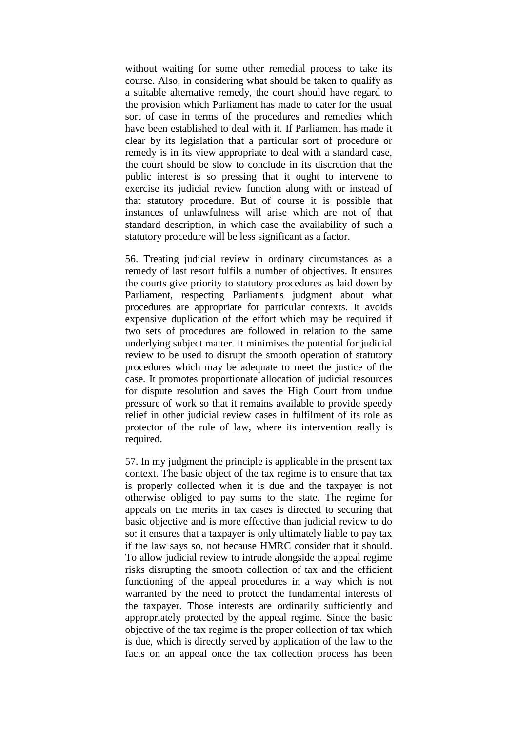without waiting for some other remedial process to take its course. Also, in considering what should be taken to qualify as a suitable alternative remedy, the court should have regard to the provision which Parliament has made to cater for the usual sort of case in terms of the procedures and remedies which have been established to deal with it. If Parliament has made it clear by its legislation that a particular sort of procedure or remedy is in its view appropriate to deal with a standard case, the court should be slow to conclude in its discretion that the public interest is so pressing that it ought to intervene to exercise its judicial review function along with or instead of that statutory procedure. But of course it is possible that instances of unlawfulness will arise which are not of that standard description, in which case the availability of such a statutory procedure will be less significant as a factor.

56. Treating judicial review in ordinary circumstances as a remedy of last resort fulfils a number of objectives. It ensures the courts give priority to statutory procedures as laid down by Parliament, respecting Parliament's judgment about what procedures are appropriate for particular contexts. It avoids expensive duplication of the effort which may be required if two sets of procedures are followed in relation to the same underlying subject matter. It minimises the potential for judicial review to be used to disrupt the smooth operation of statutory procedures which may be adequate to meet the justice of the case. It promotes proportionate allocation of judicial resources for dispute resolution and saves the High Court from undue pressure of work so that it remains available to provide speedy relief in other judicial review cases in fulfilment of its role as protector of the rule of law, where its intervention really is required.

57. In my judgment the principle is applicable in the present tax context. The basic object of the tax regime is to ensure that tax is properly collected when it is due and the taxpayer is not otherwise obliged to pay sums to the state. The regime for appeals on the merits in tax cases is directed to securing that basic objective and is more effective than judicial review to do so: it ensures that a taxpayer is only ultimately liable to pay tax if the law says so, not because HMRC consider that it should. To allow judicial review to intrude alongside the appeal regime risks disrupting the smooth collection of tax and the efficient functioning of the appeal procedures in a way which is not warranted by the need to protect the fundamental interests of the taxpayer. Those interests are ordinarily sufficiently and appropriately protected by the appeal regime. Since the basic objective of the tax regime is the proper collection of tax which is due, which is directly served by application of the law to the facts on an appeal once the tax collection process has been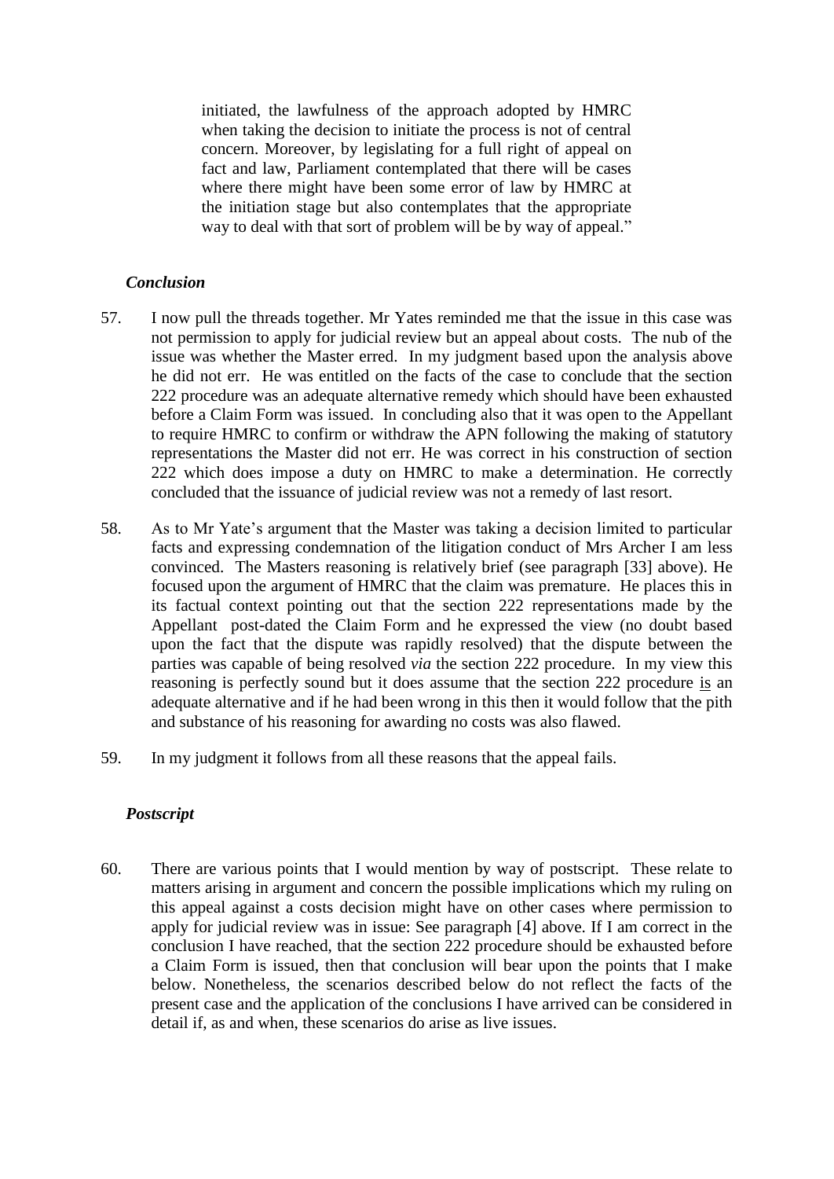> initiated, the lawfulness of the approach adopted by HMRC when taking the decision to initiate the process is not of central concern. Moreover, by legislating for a full right of appeal on fact and law, Parliament contemplated that there will be cases where there might have been some error of law by HMRC at the initiation stage but also contemplates that the appropriate way to deal with that sort of problem will be by way of appeal."

### *Conclusion*

57. I now pull the threads together. Mr Yates reminded me that the issue in this case was not permission to apply for judicial review but an appeal about costs. The nub of the issue was whether the Master erred. In my judgment based upon the analysis above he did not err. He was entitled on the facts of the case to conclude that the section 222 procedure was an adequate alternative remedy which should have been exhausted before a Claim Form was issued. In concluding also that it was open to the Appellant to require HMRC to confirm or withdraw the APN following the making of statutory representations the Master did not err. He was correct in his construction of section 222 which does impose a duty on HMRC to make a determination. He correctly concluded that the issuance of judicial review was not a remedy of last resort.

58. As to Mr Yate's argument that the Master was taking a decision limited to particular facts and expressing condemnation of the litigation conduct of Mrs Archer I am less convinced. The Masters reasoning is relatively brief (see paragraph [33] above). He focused upon the argument of HMRC that the claim was premature. He places this in its factual context pointing out that the section 222 representations made by the Appellant post-dated the Claim Form and he expressed the view (no doubt based upon the fact that the dispute was rapidly resolved) that the dispute between the parties was capable of being resolved *via* the section 222 procedure. In my view this reasoning is perfectly sound but it does assume that the section 222 procedure <u>is</u> an adequate alternative and if he had been wrong in this then it would follow that the pith and substance of his reasoning for awarding no costs was also flawed.

59. In my judgment it follows from all these reasons that the appeal fails.

### *Postscript*

60. There are various points that I would mention by way of postscript. These relate to matters arising in argument and concern the possible implications which my ruling on this appeal against a costs decision might have on other cases where permission to apply for judicial review was in issue: See paragraph [4] above. If I am correct in the conclusion I have reached, that the section 222 procedure should be exhausted before a Claim Form is issued, then that conclusion will bear upon the points that I make below. Nonetheless, the scenarios described below do not reflect the facts of the present case and the application of the conclusions I have arrived can be considered in detail if, as and when, these scenarios do arise as live issues.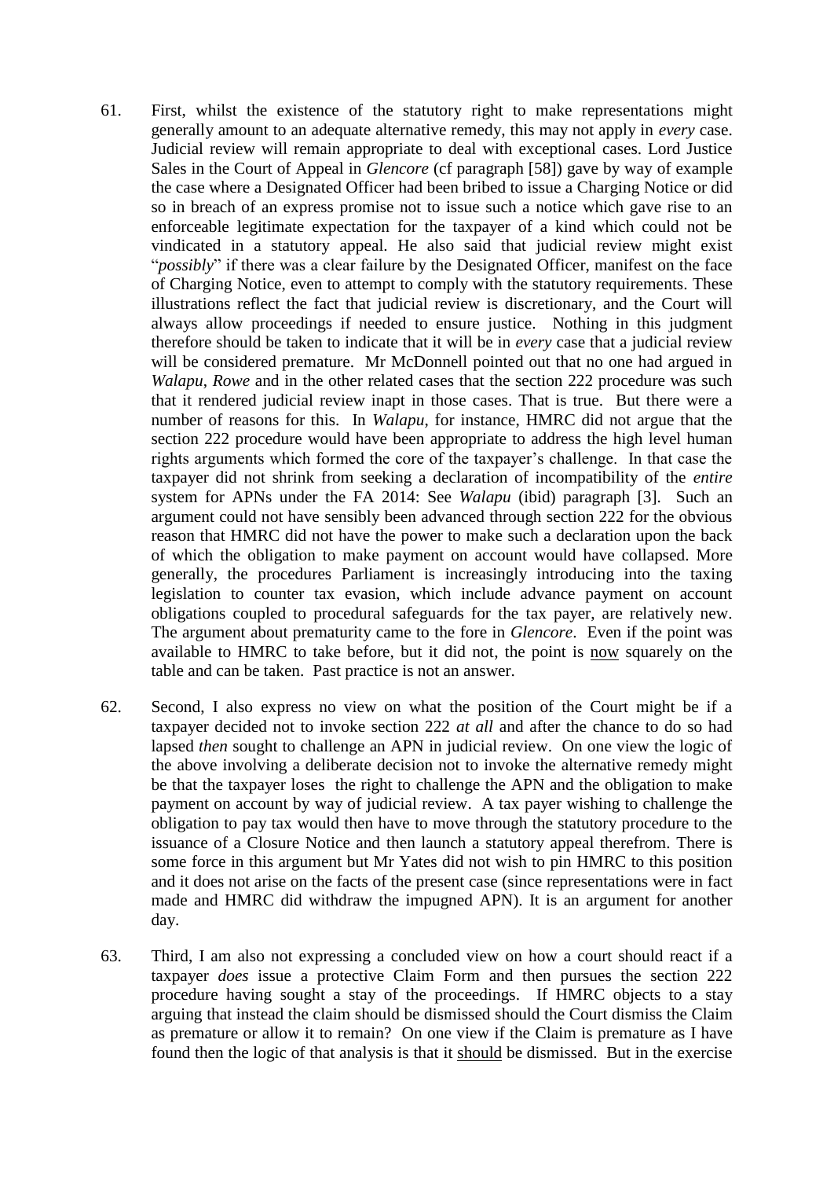61. First, whilst the existence of the statutory right to make representations might generally amount to an adequate alternative remedy, this may not apply in *every* case. Judicial review will remain appropriate to deal with exceptional cases. Lord Justice Sales in the Court of Appeal in *Glencore* (cf paragraph [58]) gave by way of example the case where a Designated Officer had been bribed to issue a Charging Notice or did so in breach of an express promise not to issue such a notice which gave rise to an enforceable legitimate expectation for the taxpayer of a kind which could not be vindicated in a statutory appeal. He also said that judicial review might exist "*possibly*" if there was a clear failure by the Designated Officer, manifest on the face of Charging Notice, even to attempt to comply with the statutory requirements. These illustrations reflect the fact that judicial review is discretionary, and the Court will always allow proceedings if needed to ensure justice. Nothing in this judgment therefore should be taken to indicate that it will be in *every* case that a judicial review will be considered premature. Mr McDonnell pointed out that no one had argued in *Walapu*, *Rowe* and in the other related cases that the section 222 procedure was such that it rendered judicial review inapt in those cases. That is true. But there were a number of reasons for this. In *Walapu*, for instance, HMRC did not argue that the section 222 procedure would have been appropriate to address the high level human rights arguments which formed the core of the taxpayer's challenge. In that case the taxpayer did not shrink from seeking a declaration of incompatibility of the *entire* system for APNs under the FA 2014: See *Walapu* (ibid) paragraph [3]. Such an argument could not have sensibly been advanced through section 222 for the obvious reason that HMRC did not have the power to make such a declaration upon the back of which the obligation to make payment on account would have collapsed. More generally, the procedures Parliament is increasingly introducing into the taxing legislation to counter tax evasion, which include advance payment on account obligations coupled to procedural safeguards for the tax payer, are relatively new. The argument about prematurity came to the fore in *Glencore*. Even if the point was available to HMRC to take before, but it did not, the point is <u>now</u> squarely on the table and can be taken. Past practice is not an answer.

62. Second, I also express no view on what the position of the Court might be if a taxpayer decided not to invoke section 222 *at all* and after the chance to do so had lapsed *then* sought to challenge an APN in judicial review. On one view the logic of the above involving a deliberate decision not to invoke the alternative remedy might be that the taxpayer loses the right to challenge the APN and the obligation to make payment on account by way of judicial review. A tax payer wishing to challenge the obligation to pay tax would then have to move through the statutory procedure to the issuance of a Closure Notice and then launch a statutory appeal therefrom. There is some force in this argument but Mr Yates did not wish to pin HMRC to this position and it does not arise on the facts of the present case (since representations were in fact made and HMRC did withdraw the impugned APN). It is an argument for another day.

63. Third, I am also not expressing a concluded view on how a court should react if a taxpayer *does* issue a protective Claim Form and then pursues the section 222 procedure having sought a stay of the proceedings. If HMRC objects to a stay arguing that instead the claim should be dismissed should the Court dismiss the Claim as premature or allow it to remain? On one view if the Claim is premature as I have found then the logic of that analysis is that it <u>should</u> be dismissed. But in the exercise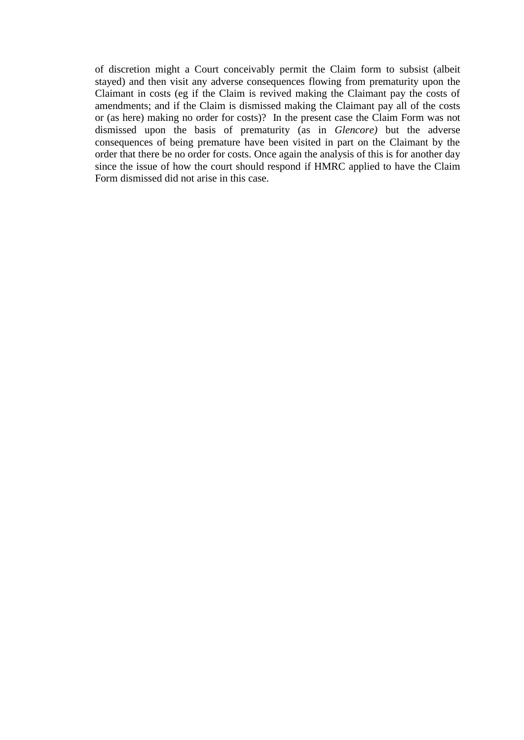of discretion might a Court conceivably permit the Claim form to subsist (albeit stayed) and then visit any adverse consequences flowing from prematurity upon the Claimant in costs (eg if the Claim is revived making the Claimant pay the costs of amendments; and if the Claim is dismissed making the Claimant pay all of the costs or (as here) making no order for costs)? In the present case the Claim Form was not dismissed upon the basis of prematurity (as in *Glencore)* but the adverse consequences of being premature have been visited in part on the Claimant by the order that there be no order for costs. Once again the analysis of this is for another day since the issue of how the court should respond if HMRC applied to have the Claim Form dismissed did not arise in this case.